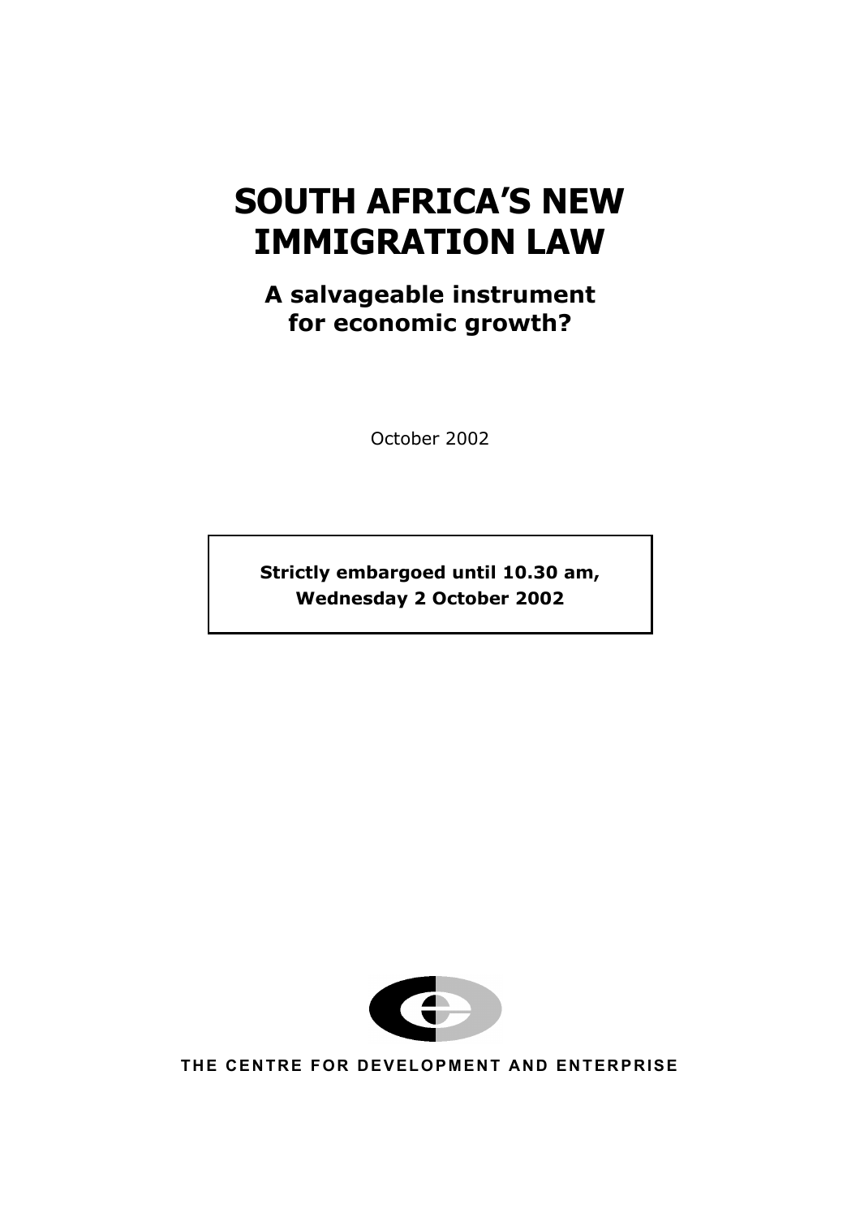# SOUTH AFRICA'S NEW IMMIGRATION LAW

## A salvageable instrument for economic growth?

October 2002

**Strictly embargoed until 10.30 am, Wednesday 2 October 2002**

THE CENTRE FOR DEVELOPMENT AND ENTERPRISE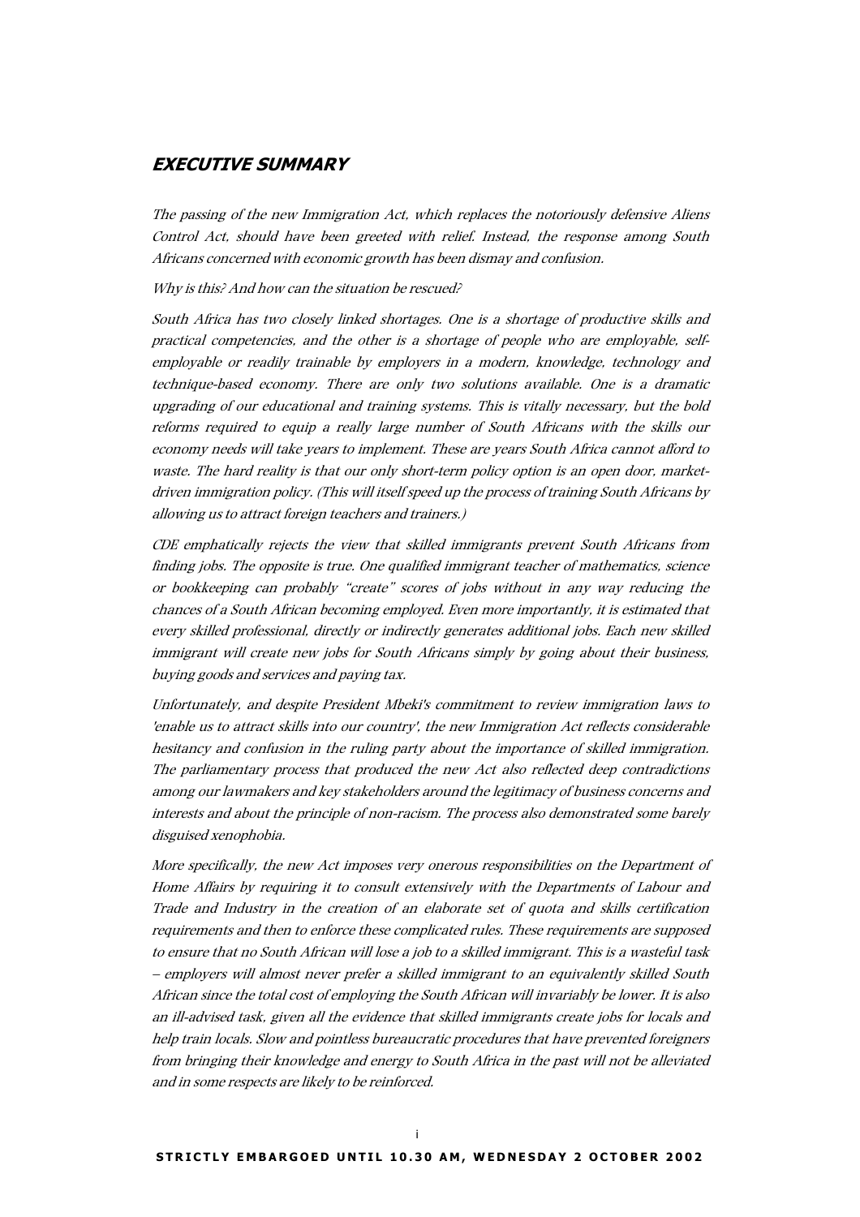## *EXECUTIVE SUMMARY*

*The passing of the new Immigration Act, which replaces the notoriously defensive Aliens Control Act, should have been greeted with relief. Instead, the response among South Africans concerned with economic growth has been dismay and confusion.*

*Why is this? And how can the situation be rescued?*

*South Africa has two closely linked shortages. One is a shortage of productive skills and practical competencies, and the other is a shortage of people who are employable, self-employable or readily trainable by employers in a modern, knowledge, technology and technique-based economy. There are only two solutions available. One is a dramatic upgrading of our educational and training systems. This is vitally necessary, but the bold reforms required to equip a really large number of South Africans with the skills our economy needs will take years to implement. These are years South Africa cannot afford to waste. The hard reality is that our only short-term policy option is an open door, market-driven immigration policy. (This will itself speed up the process of training South Africans by allowing us to attract foreign teachers and trainers.)*

*CDE emphatically rejects the view that skilled immigrants prevent South Africans from finding jobs. The opposite is true. One qualified immigrant teacher of mathematics, science or bookkeeping can probably "create" scores of jobs without in any way reducing the chances of a South African becoming employed. Even more importantly, it is estimated that every skilled professional, directly or indirectly generates additional jobs. Each new skilled immigrant will create new jobs for South Africans simply by going about their business, buying goods and services and paying tax.*

*Unfortunately, and despite President Mbeki's commitment to review immigration laws to 'enable us to attract skills into our country', the new Immigration Act reflects considerable hesitancy and confusion in the ruling party about the importance of skilled immigration. The parliamentary process that produced the new Act also reflected deep contradictions among our lawmakers and key stakeholders around the legitimacy of business concerns and interests and about the principle of non-racism. The process also demonstrated some barely disguised xenophobia.*

*More specifically, the new Act imposes very onerous responsibilities on the Department of Home Affairs by requiring it to consult extensively with the Departments of Labour and Trade and Industry in the creation of an elaborate set of quota and skills certification requirements and then to enforce these complicated rules. These requirements are supposed to ensure that no South African will lose a job to a skilled immigrant. This is a wasteful task – employers will almost never prefer a skilled immigrant to an equivalently skilled South African since the total cost of employing the South African will invariably be lower. It is also an ill-advised task, given all the evidence that skilled immigrants create jobs for locals and help train locals. Slow and pointless bureaucratic procedures that have prevented foreigners from bringing their knowledge and energy to South Africa in the past will not be alleviated and in some respects are likely to be reinforced.*

**STRICTLY EMBARGOED UNTIL 10.30 AM, WEDNESDAY 2 OCTOBER 2002**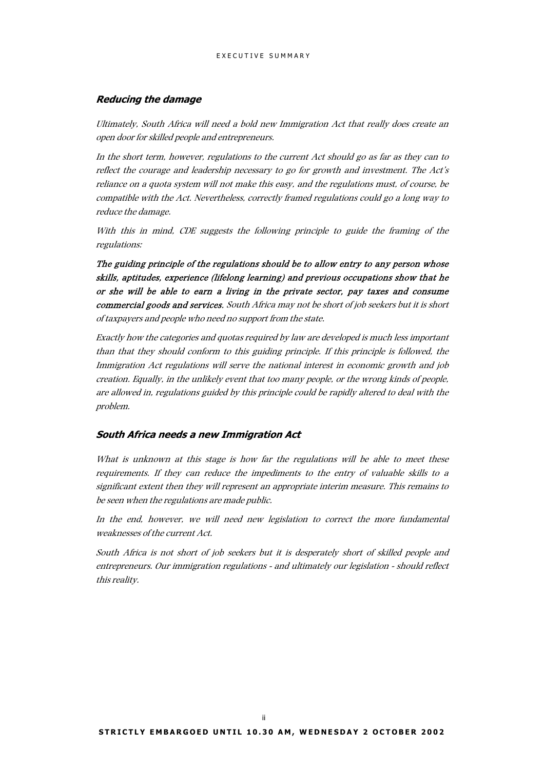### *Reducing the damage*

*Ultimately, South Africa will need a bold new Immigration Act that really does create an open door for skilled people and entrepreneurs.*

*In the short term, however, regulations to the current Act should go as far as they can to reflect the courage and leadership necessary to go for growth and investment. The Act's reliance on a quota system will not make this easy, and the regulations must, of course, be compatible with the Act. Nevertheless, correctly framed regulations could go a long way to reduce the damage.*

*With this in mind, CDE suggests the following principle to guide the framing of the regulations:*

***The guiding principle of the regulations should be to allow entry to any person whose skills, aptitudes, experience (lifelong learning) and previous occupations show that he or she will be able to earn a living in the private sector, pay taxes and consume commercial goods and services.*** *South Africa may not be short of job seekers but it is short of taxpayers and people who need no support from the state.*

*Exactly how the categories and quotas required by law are developed is much less important than that they should conform to this guiding principle. If this principle is followed, the Immigration Act regulations will serve the national interest in economic growth and job creation. Equally, in the unlikely event that too many people, or the wrong kinds of people, are allowed in, regulations guided by this principle could be rapidly altered to deal with the problem.*

### *South Africa needs a new Immigration Act*

*What is unknown at this stage is how far the regulations will be able to meet these requirements. If they can reduce the impediments to the entry of valuable skills to a significant extent then they will represent an appropriate interim measure. This remains to be seen when the regulations are made public.*

*In the end, however, we will need new legislation to correct the more fundamental weaknesses of the current Act.*

*South Africa is not short of job seekers but it is desperately short of skilled people and entrepreneurs. Our immigration regulations - and ultimately our legislation - should reflect this reality.*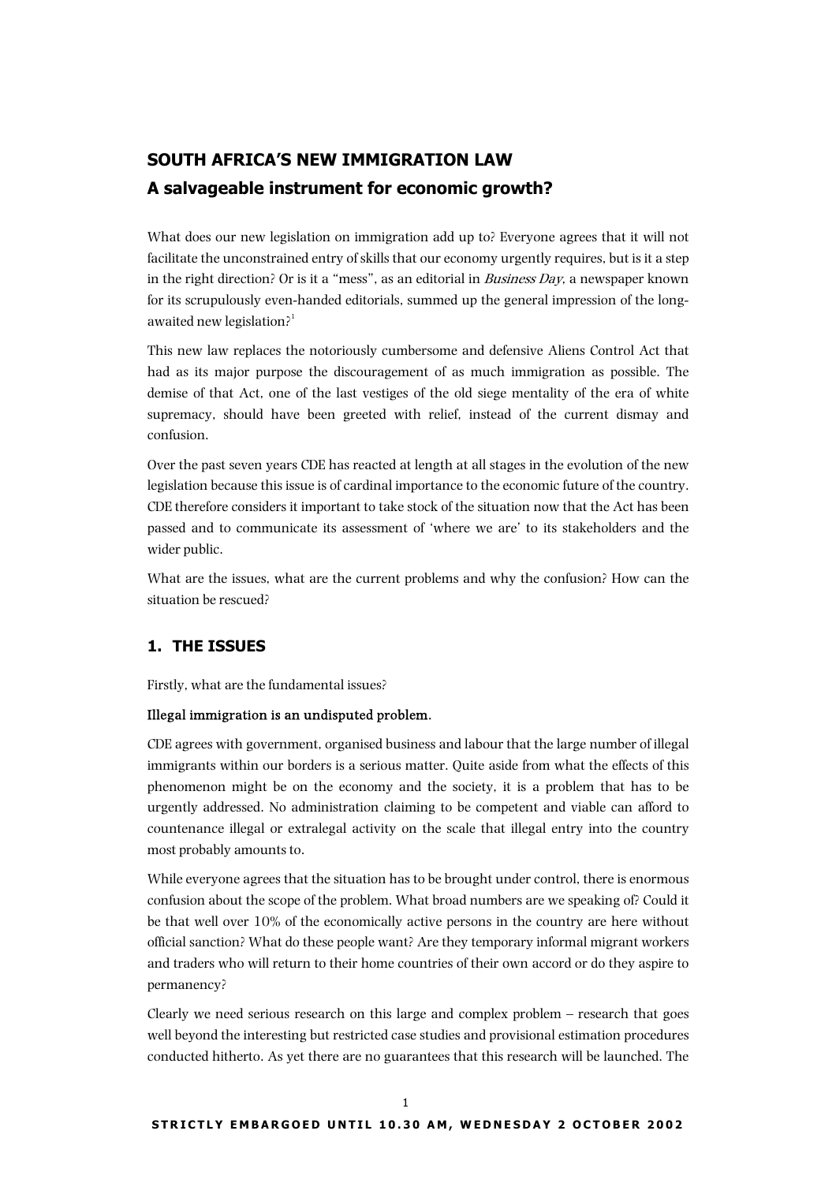# SOUTH AFRICA'S NEW IMMIGRATION LAW

## A salvageable instrument for economic growth?

What does our new legislation on immigration add up to? Everyone agrees that it will not facilitate the unconstrained entry of skills that our economy urgently requires, but is it a step in the right direction? Or is it a "mess", as an editorial in *Business Day*, a newspaper known for its scrupulously even-handed editorials, summed up the general impression of the long-awaited new legislation?[1]

This new law replaces the notoriously cumbersome and defensive Aliens Control Act that had as its major purpose the discouragement of as much immigration as possible. The demise of that Act, one of the last vestiges of the old siege mentality of the era of white supremacy, should have been greeted with relief, instead of the current dismay and confusion.

Over the past seven years CDE has reacted at length at all stages in the evolution of the new legislation because this issue is of cardinal importance to the economic future of the country. CDE therefore considers it important to take stock of the situation now that the Act has been passed and to communicate its assessment of 'where we are' to its stakeholders and the wider public.

What are the issues, what are the current problems and why the confusion? How can the situation be rescued?

## 1. THE ISSUES

Firstly, what are the fundamental issues?

**Illegal immigration is an undisputed problem.**

CDE agrees with government, organised business and labour that the large number of illegal immigrants within our borders is a serious matter. Quite aside from what the effects of this phenomenon might be on the economy and the society, it is a problem that has to be urgently addressed. No administration claiming to be competent and viable can afford to countenance illegal or extralegal activity on the scale that illegal entry into the country most probably amounts to.

While everyone agrees that the situation has to be brought under control, there is enormous confusion about the scope of the problem. What broad numbers are we speaking of? Could it be that well over 10% of the economically active persons in the country are here without official sanction? What do these people want? Are they temporary informal migrant workers and traders who will return to their home countries of their own accord or do they aspire to permanency?

Clearly we need serious research on this large and complex problem – research that goes well beyond the interesting but restricted case studies and provisional estimation procedures conducted hitherto. As yet there are no guarantees that this research will be launched. The

STRICTLY EMBARGOED UNTIL 10.30 AM, WEDNESDAY 2 OCTOBER 2002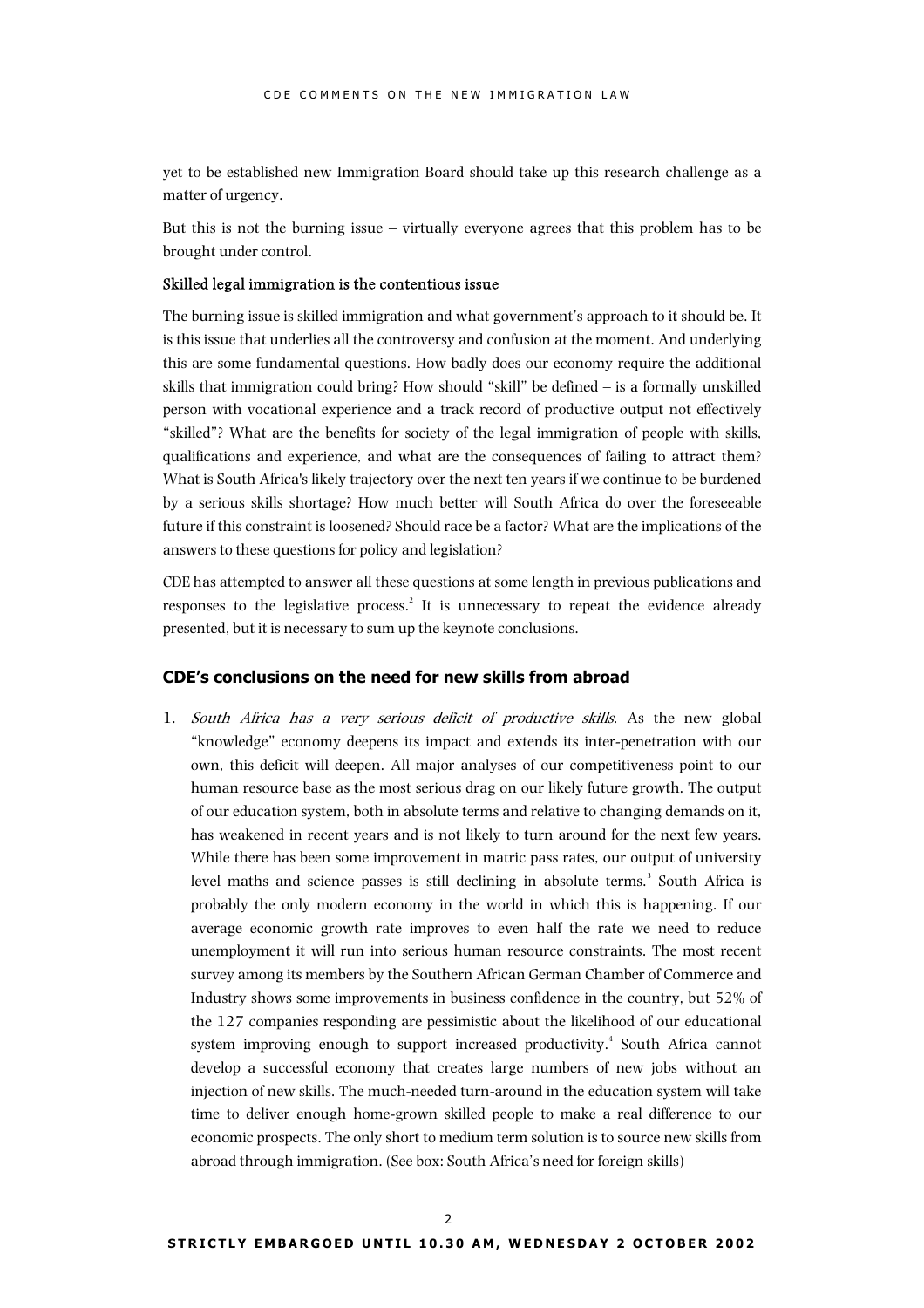yet to be established new Immigration Board should take up this research challenge as a matter of urgency.

But this is not the burning issue – virtually everyone agrees that this problem has to be brought under control.

### Skilled legal immigration is the contentious issue

The burning issue is skilled immigration and what government's approach to it should be. It is this issue that underlies all the controversy and confusion at the moment. And underlying this are some fundamental questions. How badly does our economy require the additional skills that immigration could bring? How should "skill" be defined – is a formally unskilled person with vocational experience and a track record of productive output not effectively "skilled"? What are the benefits for society of the legal immigration of people with skills, qualifications and experience, and what are the consequences of failing to attract them? What is South Africa's likely trajectory over the next ten years if we continue to be burdened by a serious skills shortage? How much better will South Africa do over the foreseeable future if this constraint is loosened? Should race be a factor? What are the implications of the answers to these questions for policy and legislation?

CDE has attempted to answer all these questions at some length in previous publications and responses to the legislative process.[2] It is unnecessary to repeat the evidence already presented, but it is necessary to sum up the keynote conclusions.

## CDE's conclusions on the need for new skills from abroad

1. *South Africa has a very serious deficit of productive skills*. As the new global "knowledge" economy deepens its impact and extends its inter-penetration with our own, this deficit will deepen. All major analyses of our competitiveness point to our human resource base as the most serious drag on our likely future growth. The output of our education system, both in absolute terms and relative to changing demands on it, has weakened in recent years and is not likely to turn around for the next few years. While there has been some improvement in matric pass rates, our output of university level maths and science passes is still declining in absolute terms.[3] South Africa is probably the only modern economy in the world in which this is happening. If our average economic growth rate improves to even half the rate we need to reduce unemployment it will run into serious human resource constraints. The most recent survey among its members by the Southern African German Chamber of Commerce and Industry shows some improvements in business confidence in the country, but 52% of the 127 companies responding are pessimistic about the likelihood of our educational system improving enough to support increased productivity.[4] South Africa cannot develop a successful economy that creates large numbers of new jobs without an injection of new skills. The much-needed turn-around in the education system will take time to deliver enough home-grown skilled people to make a real difference to our economic prospects. The only short to medium term solution is to source new skills from abroad through immigration. (See box: South Africa's need for foreign skills)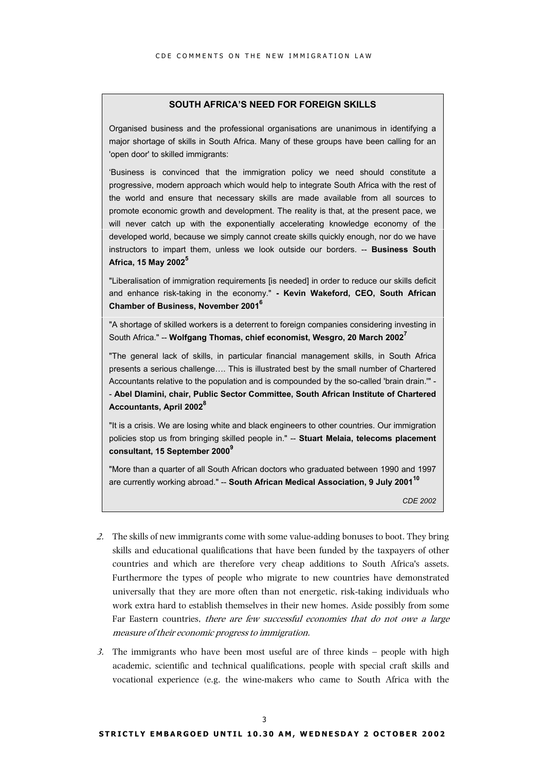### SOUTH AFRICA'S NEED FOR FOREIGN SKILLS

Organised business and the professional organisations are unanimous in identifying a major shortage of skills in South Africa. Many of these groups have been calling for an 'open door' to skilled immigrants:

'Business is convinced that the immigration policy we need should constitute a progressive, modern approach which would help to integrate South Africa with the rest of the world and ensure that necessary skills are made available from all sources to promote economic growth and development. The reality is that, at the present pace, we will never catch up with the exponentially accelerating knowledge economy of the developed world, because we simply cannot create skills quickly enough, nor do we have instructors to impart them, unless we look outside our borders. -- **Business South Africa, 15 May 2002**[5]

"Liberalisation of immigration requirements [is needed] in order to reduce our skills deficit and enhance risk-taking in the economy." **- Kevin Wakeford, CEO, South African Chamber of Business, November 2001**[6]

"A shortage of skilled workers is a deterrent to foreign companies considering investing in South Africa." -- **Wolfgang Thomas, chief economist, Wesgro, 20 March 2002**[7]

"The general lack of skills, in particular financial management skills, in South Africa presents a serious challenge…. This is illustrated best by the small number of Chartered Accountants relative to the population and is compounded by the so-called 'brain drain.'" -- **Abel Dlamini, chair, Public Sector Committee, South African Institute of Chartered Accountants, April 2002**[8]

"It is a crisis. We are losing white and black engineers to other countries. Our immigration policies stop us from bringing skilled people in." -- **Stuart Melaia, telecoms placement consultant, 15 September 2000**[9]

"More than a quarter of all South African doctors who graduated between 1990 and 1997 are currently working abroad." -- **South African Medical Association, 9 July 2001**[10]

*CDE 2002*

2. The skills of new immigrants come with some value-adding bonuses to boot. They bring skills and educational qualifications that have been funded by the taxpayers of other countries and which are therefore very cheap additions to South Africa's assets. Furthermore the types of people who migrate to new countries have demonstrated universally that they are more often than not energetic, risk-taking individuals who work extra hard to establish themselves in their new homes. Aside possibly from some Far Eastern countries, *there are few successful economies that do not owe a large measure of their economic progress to immigration.*

3. The immigrants who have been most useful are of three kinds – people with high academic, scientific and technical qualifications, people with special craft skills and vocational experience (e.g. the wine-makers who came to South Africa with the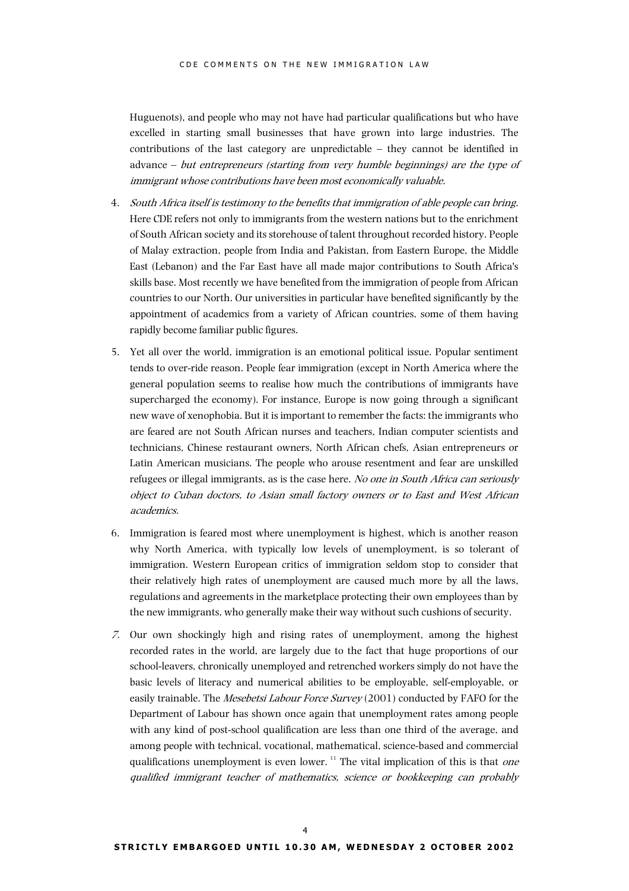Huguenots), and people who may not have had particular qualifications but who have excelled in starting small businesses that have grown into large industries. The contributions of the last category are unpredictable – they cannot be identified in advance – *but entrepreneurs (starting from very humble beginnings) are the type of immigrant whose contributions have been most economically valuable.*

4. *South Africa itself is testimony to the benefits that immigration of able people can bring.* Here CDE refers not only to immigrants from the western nations but to the enrichment of South African society and its storehouse of talent throughout recorded history. People of Malay extraction, people from India and Pakistan, from Eastern Europe, the Middle East (Lebanon) and the Far East have all made major contributions to South Africa's skills base. Most recently we have benefited from the immigration of people from African countries to our North. Our universities in particular have benefited significantly by the appointment of academics from a variety of African countries, some of them having rapidly become familiar public figures.

5. Yet all over the world, immigration is an emotional political issue. Popular sentiment tends to over-ride reason. People fear immigration (except in North America where the general population seems to realise how much the contributions of immigrants have supercharged the economy). For instance, Europe is now going through a significant new wave of xenophobia. But it is important to remember the facts: the immigrants who are feared are not South African nurses and teachers, Indian computer scientists and technicians, Chinese restaurant owners, North African chefs, Asian entrepreneurs or Latin American musicians. The people who arouse resentment and fear are unskilled refugees or illegal immigrants, as is the case here. *No one in South Africa can seriously object to Cuban doctors, to Asian small factory owners or to East and West African academics.*

6. Immigration is feared most where unemployment is highest, which is another reason why North America, with typically low levels of unemployment, is so tolerant of immigration. Western European critics of immigration seldom stop to consider that their relatively high rates of unemployment are caused much more by all the laws, regulations and agreements in the marketplace protecting their own employees than by the new immigrants, who generally make their way without such cushions of security.

7. Our own shockingly high and rising rates of unemployment, among the highest recorded rates in the world, are largely due to the fact that huge proportions of our school-leavers, chronically unemployed and retrenched workers simply do not have the basic levels of literacy and numerical abilities to be employable, self-employable, or easily trainable. The *Mesebetsi Labour Force Survey* (2001) conducted by FAFO for the Department of Labour has shown once again that unemployment rates among people with any kind of post-school qualification are less than one third of the average, and among people with technical, vocational, mathematical, science-based and commercial qualifications unemployment is even lower. [11] The vital implication of this is that *one qualified immigrant teacher of mathematics, science or bookkeeping can probably*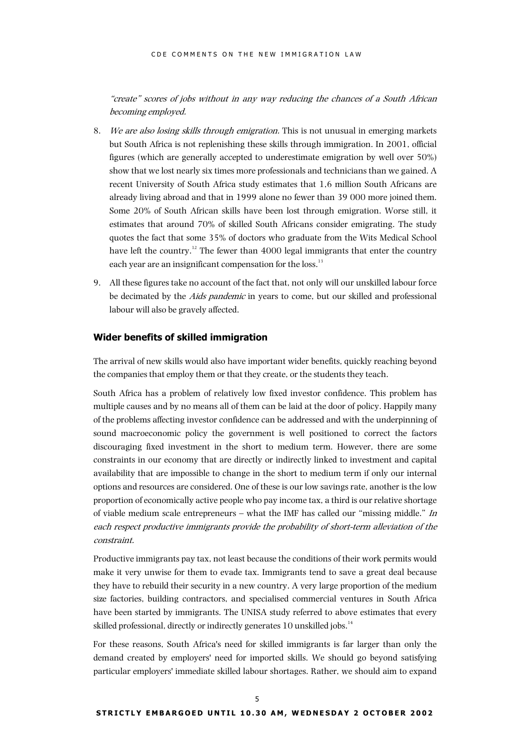*"create" scores of jobs without in any way reducing the chances of a South African becoming employed.*

8. *We are also losing skills through emigration.* This is not unusual in emerging markets but South Africa is not replenishing these skills through immigration. In 2001, official figures (which are generally accepted to underestimate emigration by well over 50%) show that we lost nearly six times more professionals and technicians than we gained. A recent University of South Africa study estimates that 1,6 million South Africans are already living abroad and that in 1999 alone no fewer than 39 000 more joined them. Some 20% of South African skills have been lost through emigration. Worse still, it estimates that around 70% of skilled South Africans consider emigrating. The study quotes the fact that some 35% of doctors who graduate from the Wits Medical School have left the country.[12] The fewer than 4000 legal immigrants that enter the country each year are an insignificant compensation for the loss.[13]

9. All these figures take no account of the fact that, not only will our unskilled labour force be decimated by the *Aids pandemic* in years to come, but our skilled and professional labour will also be gravely affected.

### Wider benefits of skilled immigration

The arrival of new skills would also have important wider benefits, quickly reaching beyond the companies that employ them or that they create, or the students they teach.

South Africa has a problem of relatively low fixed investor confidence. This problem has multiple causes and by no means all of them can be laid at the door of policy. Happily many of the problems affecting investor confidence can be addressed and with the underpinning of sound macroeconomic policy the government is well positioned to correct the factors discouraging fixed investment in the short to medium term. However, there are some constraints in our economy that are directly or indirectly linked to investment and capital availability that are impossible to change in the short to medium term if only our internal options and resources are considered. One of these is our low savings rate, another is the low proportion of economically active people who pay income tax, a third is our relative shortage of viable medium scale entrepreneurs – what the IMF has called our "missing middle." *In each respect productive immigrants provide the probability of short-term alleviation of the constraint.*

Productive immigrants pay tax, not least because the conditions of their work permits would make it very unwise for them to evade tax. Immigrants tend to save a great deal because they have to rebuild their security in a new country. A very large proportion of the medium size factories, building contractors, and specialised commercial ventures in South Africa have been started by immigrants. The UNISA study referred to above estimates that every skilled professional, directly or indirectly generates 10 unskilled jobs.[14]

For these reasons, South Africa's need for skilled immigrants is far larger than only the demand created by employers' need for imported skills. We should go beyond satisfying particular employers' immediate skilled labour shortages. Rather, we should aim to expand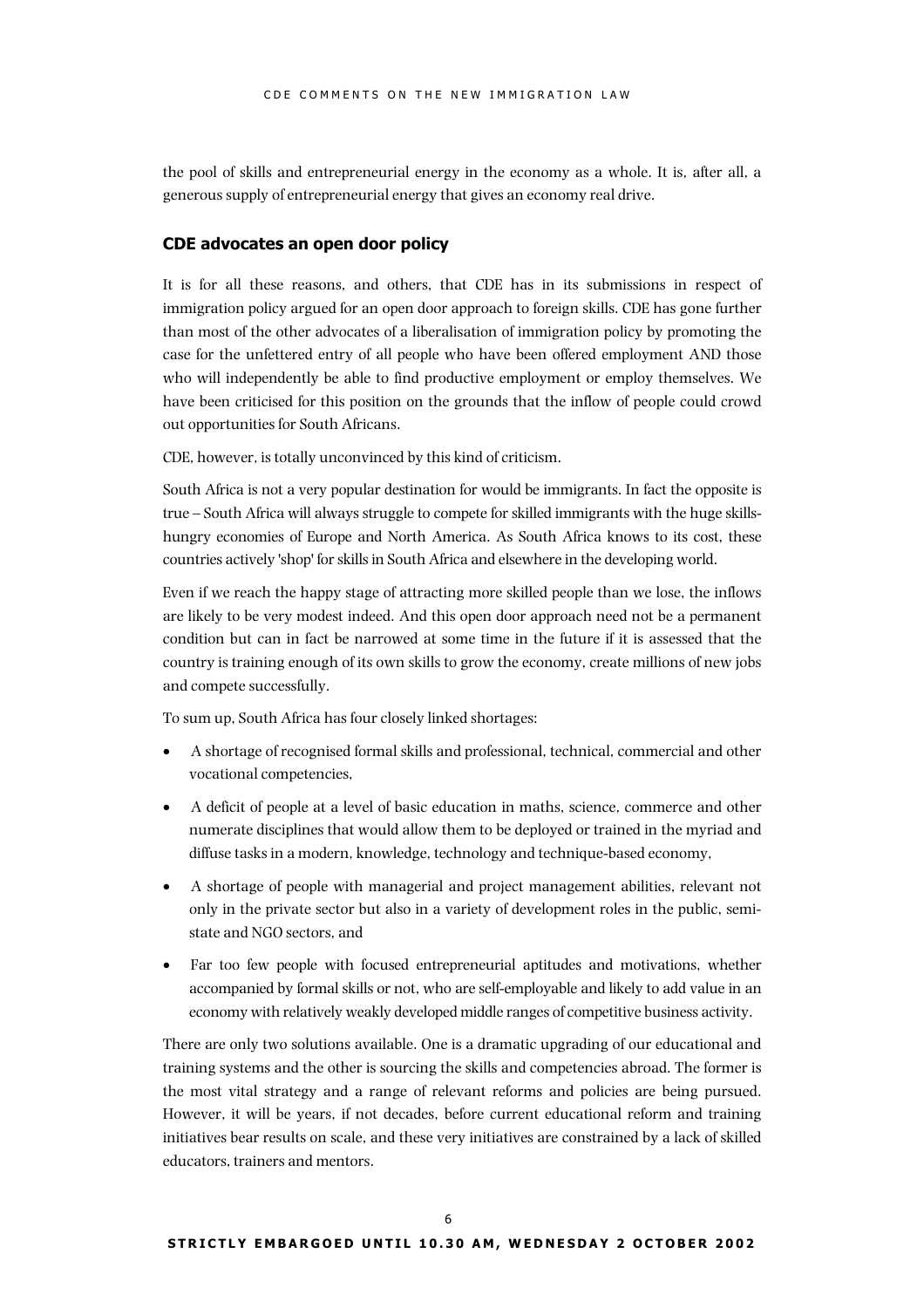the pool of skills and entrepreneurial energy in the economy as a whole. It is, after all, a generous supply of entrepreneurial energy that gives an economy real drive.

### CDE advocates an open door policy

It is for all these reasons, and others, that CDE has in its submissions in respect of immigration policy argued for an open door approach to foreign skills. CDE has gone further than most of the other advocates of a liberalisation of immigration policy by promoting the case for the unfettered entry of all people who have been offered employment AND those who will independently be able to find productive employment or employ themselves. We have been criticised for this position on the grounds that the inflow of people could crowd out opportunities for South Africans.

CDE, however, is totally unconvinced by this kind of criticism.

South Africa is not a very popular destination for would be immigrants. In fact the opposite is true – South Africa will always struggle to compete for skilled immigrants with the huge skills-hungry economies of Europe and North America. As South Africa knows to its cost, these countries actively 'shop' for skills in South Africa and elsewhere in the developing world.

Even if we reach the happy stage of attracting more skilled people than we lose, the inflows are likely to be very modest indeed. And this open door approach need not be a permanent condition but can in fact be narrowed at some time in the future if it is assessed that the country is training enough of its own skills to grow the economy, create millions of new jobs and compete successfully.

To sum up, South Africa has four closely linked shortages:

- A shortage of recognised formal skills and professional, technical, commercial and other vocational competencies,
- A deficit of people at a level of basic education in maths, science, commerce and other numerate disciplines that would allow them to be deployed or trained in the myriad and diffuse tasks in a modern, knowledge, technology and technique-based economy,
- A shortage of people with managerial and project management abilities, relevant not only in the private sector but also in a variety of development roles in the public, semi-state and NGO sectors, and
- Far too few people with focused entrepreneurial aptitudes and motivations, whether accompanied by formal skills or not, who are self-employable and likely to add value in an economy with relatively weakly developed middle ranges of competitive business activity.

There are only two solutions available. One is a dramatic upgrading of our educational and training systems and the other is sourcing the skills and competencies abroad. The former is the most vital strategy and a range of relevant reforms and policies are being pursued. However, it will be years, if not decades, before current educational reform and training initiatives bear results on scale, and these very initiatives are constrained by a lack of skilled educators, trainers and mentors.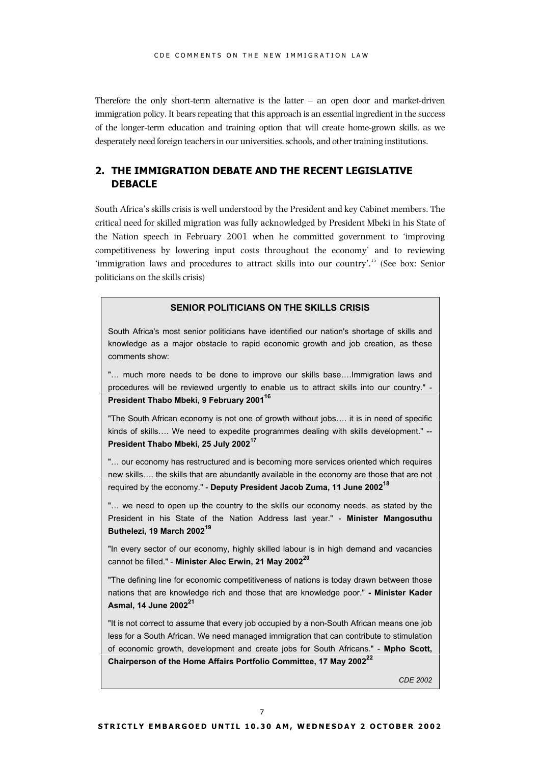Therefore the only short-term alternative is the latter – an open door and market-driven immigration policy. It bears repeating that this approach is an essential ingredient in the success of the longer-term education and training option that will create home-grown skills, as we desperately need foreign teachers in our universities, schools, and other training institutions.

## 2. THE IMMIGRATION DEBATE AND THE RECENT LEGISLATIVE DEBACLE

South Africa's skills crisis is well understood by the President and key Cabinet members. The critical need for skilled migration was fully acknowledged by President Mbeki in his State of the Nation speech in February 2001 when he committed government to 'improving competitiveness by lowering input costs throughout the economy' and to reviewing 'immigration laws and procedures to attract skills into our country'.[15] (See box: Senior politicians on the skills crisis)

> **SENIOR POLITICIANS ON THE SKILLS CRISIS**
>
> South Africa's most senior politicians have identified our nation's shortage of skills and knowledge as a major obstacle to rapid economic growth and job creation, as these comments show:
>
> "… much more needs to be done to improve our skills base….Immigration laws and procedures will be reviewed urgently to enable us to attract skills into our country." - **President Thabo Mbeki, 9 February 2001**[16]
>
> "The South African economy is not one of growth without jobs…. it is in need of specific kinds of skills…. We need to expedite programmes dealing with skills development." -- **President Thabo Mbeki, 25 July 2002**[17]
>
> "… our economy has restructured and is becoming more services oriented which requires new skills…. the skills that are abundantly available in the economy are those that are not required by the economy." - **Deputy President Jacob Zuma, 11 June 2002**[18]
>
> "… we need to open up the country to the skills our economy needs, as stated by the President in his State of the Nation Address last year." - **Minister Mangosuthu Buthelezi, 19 March 2002**[19]
>
> "In every sector of our economy, highly skilled labour is in high demand and vacancies cannot be filled." - **Minister Alec Erwin, 21 May 2002**[20]
>
> "The defining line for economic competitiveness of nations is today drawn between those nations that are knowledge rich and those that are knowledge poor." **- Minister Kader Asmal, 14 June 2002**[21]
>
> "It is not correct to assume that every job occupied by a non-South African means one job less for a South African. We need managed immigration that can contribute to stimulation of economic growth, development and create jobs for South Africans." - **Mpho Scott, Chairperson of the Home Affairs Portfolio Committee, 17 May 2002**[22]
>
> *CDE 2002*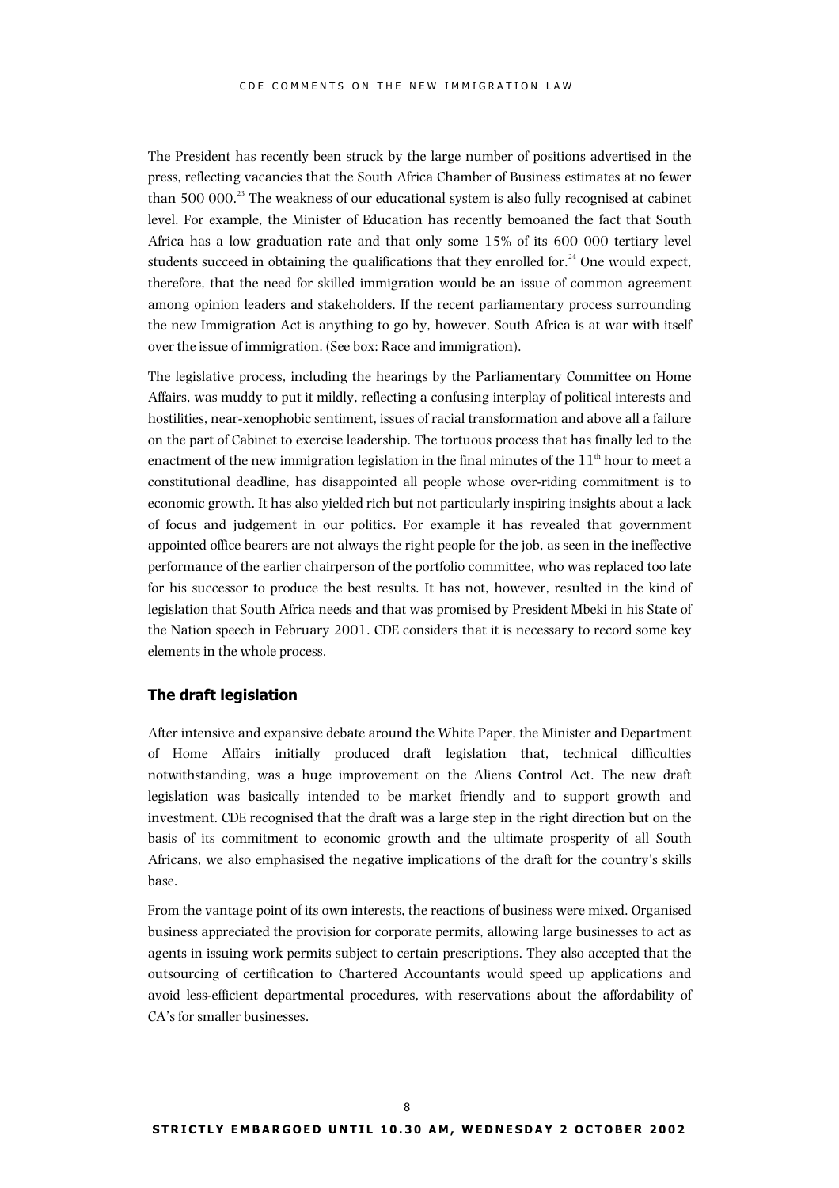The President has recently been struck by the large number of positions advertised in the press, reflecting vacancies that the South Africa Chamber of Business estimates at no fewer than 500 000.[23] The weakness of our educational system is also fully recognised at cabinet level. For example, the Minister of Education has recently bemoaned the fact that South Africa has a low graduation rate and that only some 15% of its 600 000 tertiary level students succeed in obtaining the qualifications that they enrolled for.[24] One would expect, therefore, that the need for skilled immigration would be an issue of common agreement among opinion leaders and stakeholders. If the recent parliamentary process surrounding the new Immigration Act is anything to go by, however, South Africa is at war with itself over the issue of immigration. (See box: Race and immigration).

The legislative process, including the hearings by the Parliamentary Committee on Home Affairs, was muddy to put it mildly, reflecting a confusing interplay of political interests and hostilities, near-xenophobic sentiment, issues of racial transformation and above all a failure on the part of Cabinet to exercise leadership. The tortuous process that has finally led to the enactment of the new immigration legislation in the final minutes of the 11th hour to meet a constitutional deadline, has disappointed all people whose over-riding commitment is to economic growth. It has also yielded rich but not particularly inspiring insights about a lack of focus and judgement in our politics. For example it has revealed that government appointed office bearers are not always the right people for the job, as seen in the ineffective performance of the earlier chairperson of the portfolio committee, who was replaced too late for his successor to produce the best results. It has not, however, resulted in the kind of legislation that South Africa needs and that was promised by President Mbeki in his State of the Nation speech in February 2001. CDE considers that it is necessary to record some key elements in the whole process.

### The draft legislation

After intensive and expansive debate around the White Paper, the Minister and Department of Home Affairs initially produced draft legislation that, technical difficulties notwithstanding, was a huge improvement on the Aliens Control Act. The new draft legislation was basically intended to be market friendly and to support growth and investment. CDE recognised that the draft was a large step in the right direction but on the basis of its commitment to economic growth and the ultimate prosperity of all South Africans, we also emphasised the negative implications of the draft for the country's skills base.

From the vantage point of its own interests, the reactions of business were mixed. Organised business appreciated the provision for corporate permits, allowing large businesses to act as agents in issuing work permits subject to certain prescriptions. They also accepted that the outsourcing of certification to Chartered Accountants would speed up applications and avoid less-efficient departmental procedures, with reservations about the affordability of CA's for smaller businesses.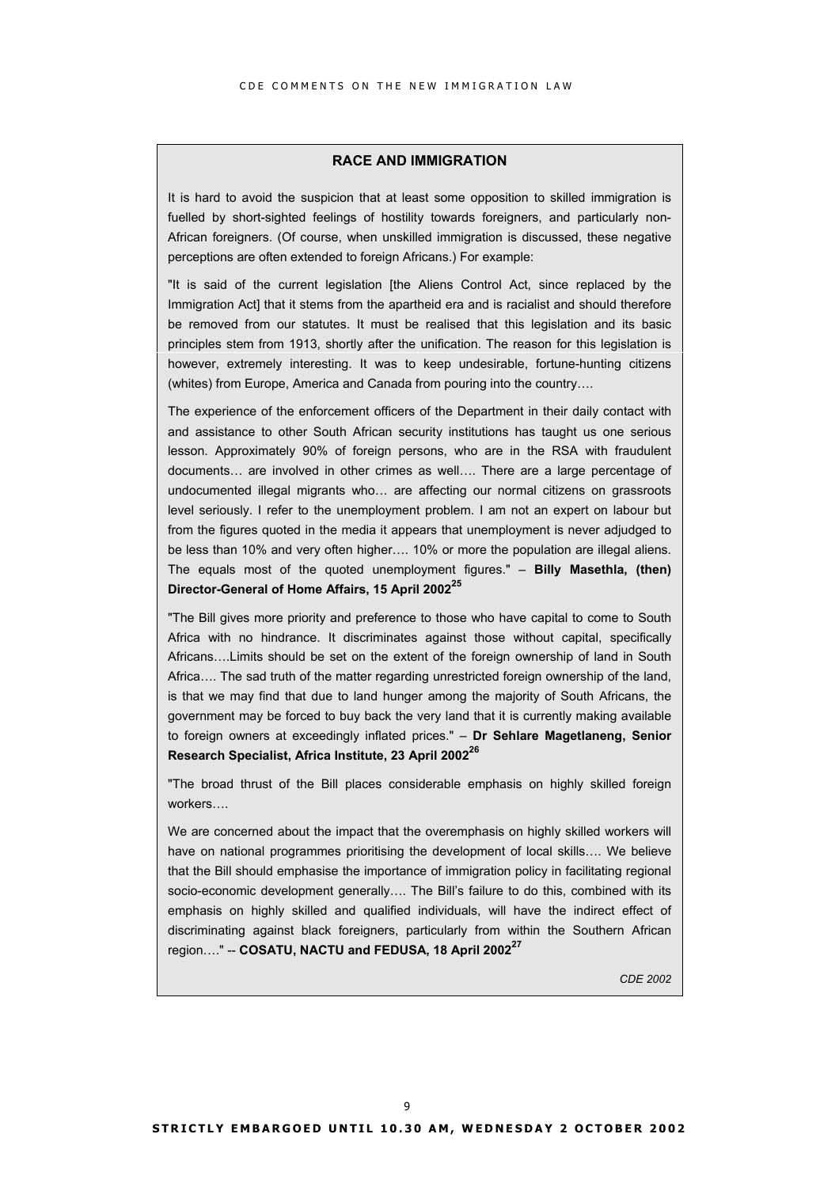## RACE AND IMMIGRATION

It is hard to avoid the suspicion that at least some opposition to skilled immigration is fuelled by short-sighted feelings of hostility towards foreigners, and particularly non-African foreigners. (Of course, when unskilled immigration is discussed, these negative perceptions are often extended to foreign Africans.) For example:

"It is said of the current legislation [the Aliens Control Act, since replaced by the Immigration Act] that it stems from the apartheid era and is racialist and should therefore be removed from our statutes. It must be realised that this legislation and its basic principles stem from 1913, shortly after the unification. The reason for this legislation is however, extremely interesting. It was to keep undesirable, fortune-hunting citizens (whites) from Europe, America and Canada from pouring into the country….

The experience of the enforcement officers of the Department in their daily contact with and assistance to other South African security institutions has taught us one serious lesson. Approximately 90% of foreign persons, who are in the RSA with fraudulent documents… are involved in other crimes as well…. There are a large percentage of undocumented illegal migrants who… are affecting our normal citizens on grassroots level seriously. I refer to the unemployment problem. I am not an expert on labour but from the figures quoted in the media it appears that unemployment is never adjudged to be less than 10% and very often higher…. 10% or more the population are illegal aliens. The equals most of the quoted unemployment figures." – **Billy Masethla, (then) Director-General of Home Affairs, 15 April 2002**[25]

"The Bill gives more priority and preference to those who have capital to come to South Africa with no hindrance. It discriminates against those without capital, specifically Africans….Limits should be set on the extent of the foreign ownership of land in South Africa…. The sad truth of the matter regarding unrestricted foreign ownership of the land, is that we may find that due to land hunger among the majority of South Africans, the government may be forced to buy back the very land that it is currently making available to foreign owners at exceedingly inflated prices." – **Dr Sehlare Magetlaneng, Senior Research Specialist, Africa Institute, 23 April 2002**[26]

"The broad thrust of the Bill places considerable emphasis on highly skilled foreign workers….

We are concerned about the impact that the overemphasis on highly skilled workers will have on national programmes prioritising the development of local skills…. We believe that the Bill should emphasise the importance of immigration policy in facilitating regional socio-economic development generally…. The Bill's failure to do this, combined with its emphasis on highly skilled and qualified individuals, will have the indirect effect of discriminating against black foreigners, particularly from within the Southern African region…." -- **COSATU, NACTU and FEDUSA, 18 April 2002**[27]

*CDE 2002*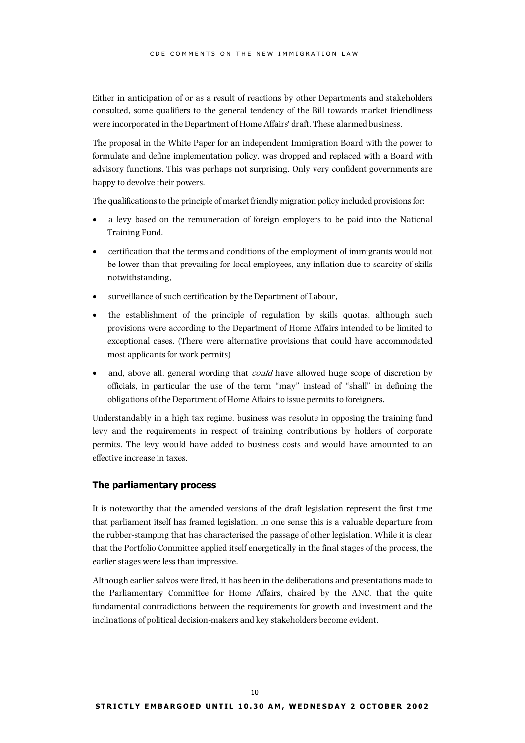Either in anticipation of or as a result of reactions by other Departments and stakeholders consulted, some qualifiers to the general tendency of the Bill towards market friendliness were incorporated in the Department of Home Affairs' draft. These alarmed business.

The proposal in the White Paper for an independent Immigration Board with the power to formulate and define implementation policy, was dropped and replaced with a Board with advisory functions. This was perhaps not surprising. Only very confident governments are happy to devolve their powers.

The qualifications to the principle of market friendly migration policy included provisions for:

- a levy based on the remuneration of foreign employers to be paid into the National Training Fund,
- certification that the terms and conditions of the employment of immigrants would not be lower than that prevailing for local employees, any inflation due to scarcity of skills notwithstanding,
- surveillance of such certification by the Department of Labour,
- the establishment of the principle of regulation by skills quotas, although such provisions were according to the Department of Home Affairs intended to be limited to exceptional cases. (There were alternative provisions that could have accommodated most applicants for work permits)
- and, above all, general wording that *could* have allowed huge scope of discretion by officials, in particular the use of the term "may" instead of "shall" in defining the obligations of the Department of Home Affairs to issue permits to foreigners.

Understandably in a high tax regime, business was resolute in opposing the training fund levy and the requirements in respect of training contributions by holders of corporate permits. The levy would have added to business costs and would have amounted to an effective increase in taxes.

### The parliamentary process

It is noteworthy that the amended versions of the draft legislation represent the first time that parliament itself has framed legislation. In one sense this is a valuable departure from the rubber-stamping that has characterised the passage of other legislation. While it is clear that the Portfolio Committee applied itself energetically in the final stages of the process, the earlier stages were less than impressive.

Although earlier salvos were fired, it has been in the deliberations and presentations made to the Parliamentary Committee for Home Affairs, chaired by the ANC, that the quite fundamental contradictions between the requirements for growth and investment and the inclinations of political decision-makers and key stakeholders become evident.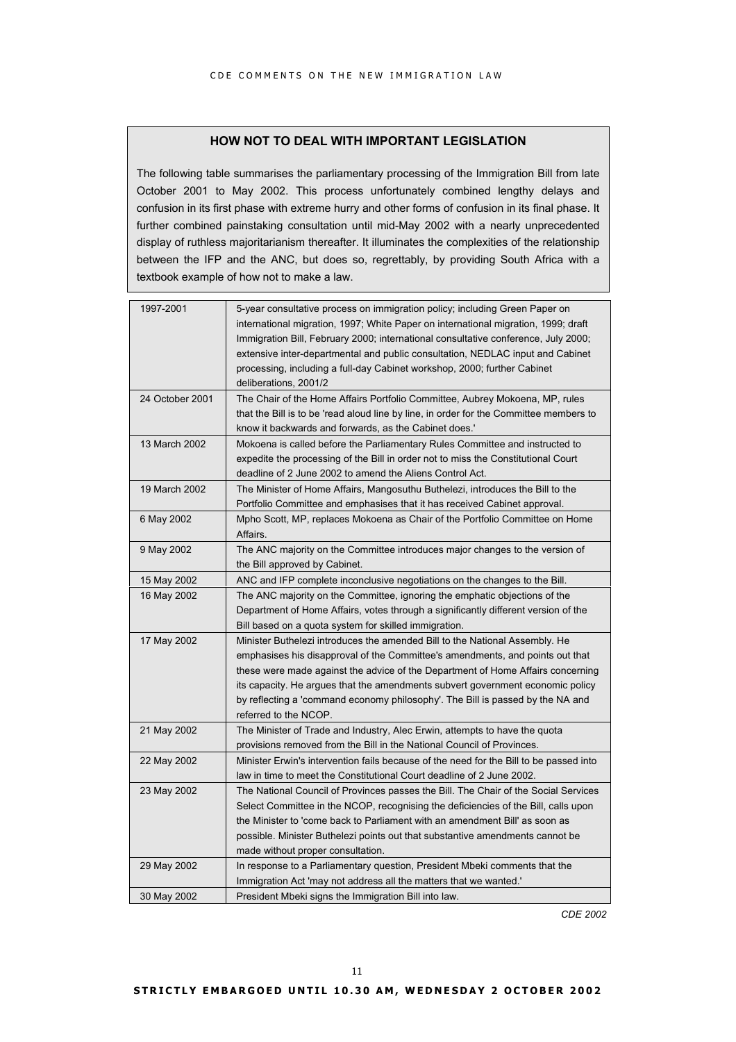## HOW NOT TO DEAL WITH IMPORTANT LEGISLATION

The following table summarises the parliamentary processing of the Immigration Bill from late October 2001 to May 2002. This process unfortunately combined lengthy delays and confusion in its first phase with extreme hurry and other forms of confusion in its final phase. It further combined painstaking consultation until mid-May 2002 with a nearly unprecedented display of ruthless majoritarianism thereafter. It illuminates the complexities of the relationship between the IFP and the ANC, but does so, regrettably, by providing South Africa with a textbook example of how not to make a law.

| | |
|---|---|
| 1997-2001 | 5-year consultative process on immigration policy; including Green Paper on international migration, 1997; White Paper on international migration, 1999; draft Immigration Bill, February 2000; international consultative conference, July 2000; extensive inter-departmental and public consultation, NEDLAC input and Cabinet processing, including a full-day Cabinet workshop, 2000; further Cabinet deliberations, 2001/2 |
| 24 October 2001 | The Chair of the Home Affairs Portfolio Committee, Aubrey Mokoena, MP, rules that the Bill is to be 'read aloud line by line, in order for the Committee members to know it backwards and forwards, as the Cabinet does.' |
| 13 March 2002 | Mokoena is called before the Parliamentary Rules Committee and instructed to expedite the processing of the Bill in order not to miss the Constitutional Court deadline of 2 June 2002 to amend the Aliens Control Act. |
| 19 March 2002 | The Minister of Home Affairs, Mangosuthu Buthelezi, introduces the Bill to the Portfolio Committee and emphasises that it has received Cabinet approval. |
| 6 May 2002 | Mpho Scott, MP, replaces Mokoena as Chair of the Portfolio Committee on Home Affairs. |
| 9 May 2002 | The ANC majority on the Committee introduces major changes to the version of the Bill approved by Cabinet. |
| 15 May 2002 | ANC and IFP complete inconclusive negotiations on the changes to the Bill. |
| 16 May 2002 | The ANC majority on the Committee, ignoring the emphatic objections of the Department of Home Affairs, votes through a significantly different version of the Bill based on a quota system for skilled immigration. |
| 17 May 2002 | Minister Buthelezi introduces the amended Bill to the National Assembly. He emphasises his disapproval of the Committee's amendments, and points out that these were made against the advice of the Department of Home Affairs concerning its capacity. He argues that the amendments subvert government economic policy by reflecting a 'command economy philosophy'. The Bill is passed by the NA and referred to the NCOP. |
| 21 May 2002 | The Minister of Trade and Industry, Alec Erwin, attempts to have the quota provisions removed from the Bill in the National Council of Provinces. |
| 22 May 2002 | Minister Erwin's intervention fails because of the need for the Bill to be passed into law in time to meet the Constitutional Court deadline of 2 June 2002. |
| 23 May 2002 | The National Council of Provinces passes the Bill. The Chair of the Social Services Select Committee in the NCOP, recognising the deficiencies of the Bill, calls upon the Minister to 'come back to Parliament with an amendment Bill' as soon as possible. Minister Buthelezi points out that substantive amendments cannot be made without proper consultation. |
| 29 May 2002 | In response to a Parliamentary question, President Mbeki comments that the Immigration Act 'may not address all the matters that we wanted.' |
| 30 May 2002 | President Mbeki signs the Immigration Bill into law. |

*CDE 2002*

**STRICTLY EMBARGOED UNTIL 10.30 AM, WEDNESDAY 2 OCTOBER 2002**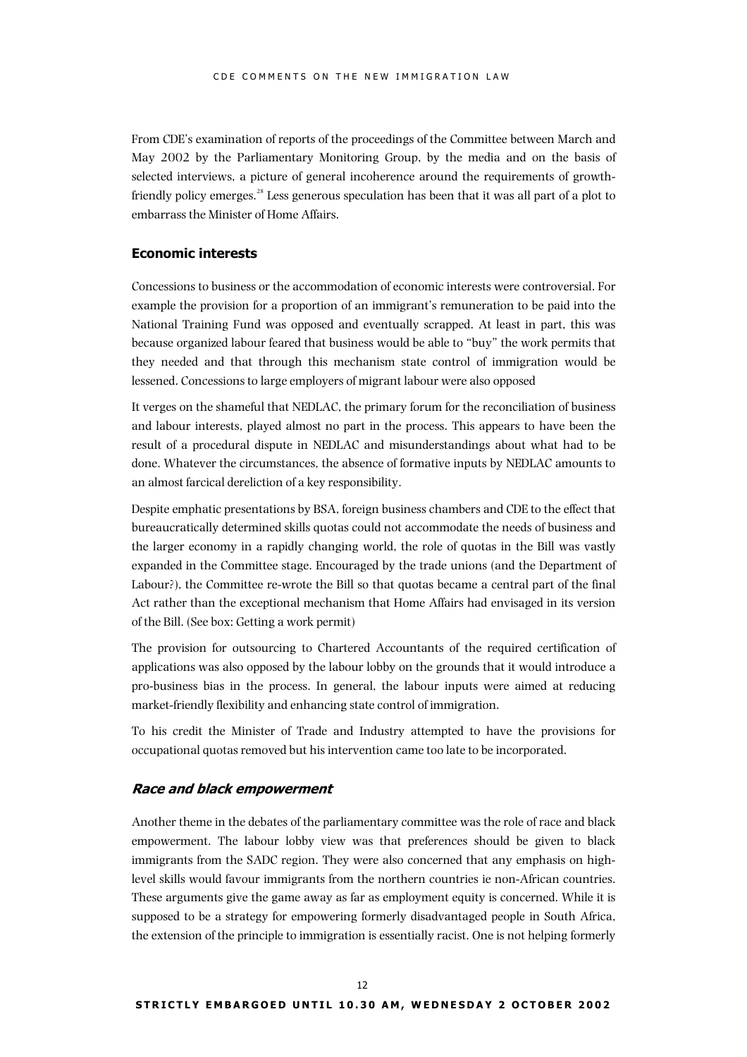From CDE's examination of reports of the proceedings of the Committee between March and May 2002 by the Parliamentary Monitoring Group, by the media and on the basis of selected interviews, a picture of general incoherence around the requirements of growth-friendly policy emerges.[28] Less generous speculation has been that it was all part of a plot to embarrass the Minister of Home Affairs.

### Economic interests

Concessions to business or the accommodation of economic interests were controversial. For example the provision for a proportion of an immigrant's remuneration to be paid into the National Training Fund was opposed and eventually scrapped. At least in part, this was because organized labour feared that business would be able to "buy" the work permits that they needed and that through this mechanism state control of immigration would be lessened. Concessions to large employers of migrant labour were also opposed

It verges on the shameful that NEDLAC, the primary forum for the reconciliation of business and labour interests, played almost no part in the process. This appears to have been the result of a procedural dispute in NEDLAC and misunderstandings about what had to be done. Whatever the circumstances, the absence of formative inputs by NEDLAC amounts to an almost farcical dereliction of a key responsibility.

Despite emphatic presentations by BSA, foreign business chambers and CDE to the effect that bureaucratically determined skills quotas could not accommodate the needs of business and the larger economy in a rapidly changing world, the role of quotas in the Bill was vastly expanded in the Committee stage. Encouraged by the trade unions (and the Department of Labour?), the Committee re-wrote the Bill so that quotas became a central part of the final Act rather than the exceptional mechanism that Home Affairs had envisaged in its version of the Bill. (See box: Getting a work permit)

The provision for outsourcing to Chartered Accountants of the required certification of applications was also opposed by the labour lobby on the grounds that it would introduce a pro-business bias in the process. In general, the labour inputs were aimed at reducing market-friendly flexibility and enhancing state control of immigration.

To his credit the Minister of Trade and Industry attempted to have the provisions for occupational quotas removed but his intervention came too late to be incorporated.

### *Race and black empowerment*

Another theme in the debates of the parliamentary committee was the role of race and black empowerment. The labour lobby view was that preferences should be given to black immigrants from the SADC region. They were also concerned that any emphasis on high-level skills would favour immigrants from the northern countries ie non-African countries. These arguments give the game away as far as employment equity is concerned. While it is supposed to be a strategy for empowering formerly disadvantaged people in South Africa, the extension of the principle to immigration is essentially racist. One is not helping formerly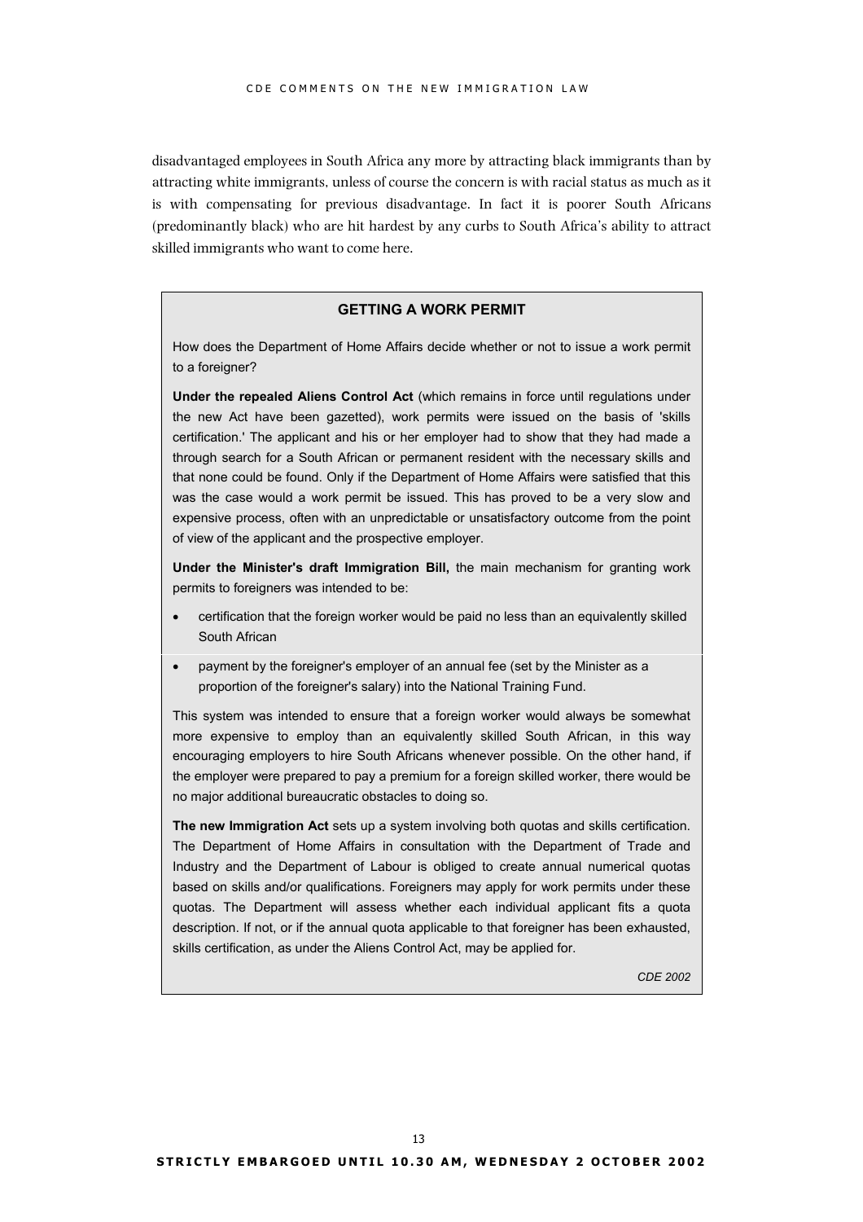disadvantaged employees in South Africa any more by attracting black immigrants than by attracting white immigrants, unless of course the concern is with racial status as much as it is with compensating for previous disadvantage. In fact it is poorer South Africans (predominantly black) who are hit hardest by any curbs to South Africa's ability to attract skilled immigrants who want to come here.

### GETTING A WORK PERMIT

How does the Department of Home Affairs decide whether or not to issue a work permit to a foreigner?

**Under the repealed Aliens Control Act** (which remains in force until regulations under the new Act have been gazetted), work permits were issued on the basis of 'skills certification.' The applicant and his or her employer had to show that they had made a through search for a South African or permanent resident with the necessary skills and that none could be found. Only if the Department of Home Affairs were satisfied that this was the case would a work permit be issued. This has proved to be a very slow and expensive process, often with an unpredictable or unsatisfactory outcome from the point of view of the applicant and the prospective employer.

**Under the Minister's draft Immigration Bill,** the main mechanism for granting work permits to foreigners was intended to be:

- certification that the foreign worker would be paid no less than an equivalently skilled South African
- payment by the foreigner's employer of an annual fee (set by the Minister as a proportion of the foreigner's salary) into the National Training Fund.

This system was intended to ensure that a foreign worker would always be somewhat more expensive to employ than an equivalently skilled South African, in this way encouraging employers to hire South Africans whenever possible. On the other hand, if the employer were prepared to pay a premium for a foreign skilled worker, there would be no major additional bureaucratic obstacles to doing so.

**The new Immigration Act** sets up a system involving both quotas and skills certification. The Department of Home Affairs in consultation with the Department of Trade and Industry and the Department of Labour is obliged to create annual numerical quotas based on skills and/or qualifications. Foreigners may apply for work permits under these quotas. The Department will assess whether each individual applicant fits a quota description. If not, or if the annual quota applicable to that foreigner has been exhausted, skills certification, as under the Aliens Control Act, may be applied for.

*CDE 2002*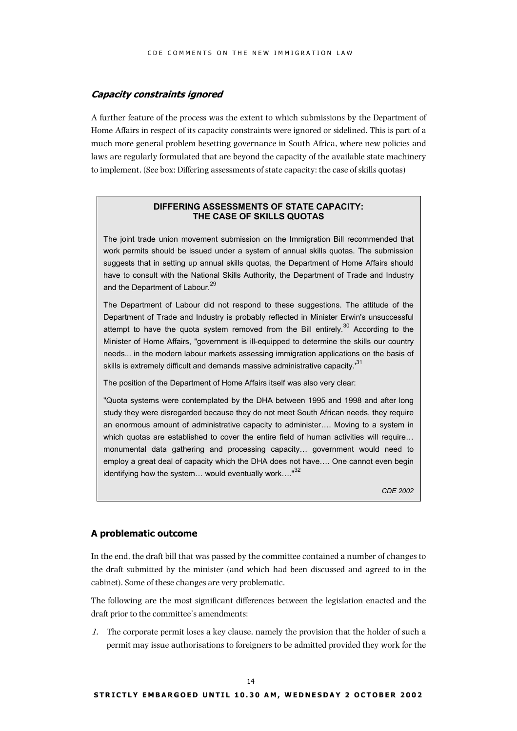### *Capacity constraints ignored*

A further feature of the process was the extent to which submissions by the Department of Home Affairs in respect of its capacity constraints were ignored or sidelined. This is part of a much more general problem besetting governance in South Africa, where new policies and laws are regularly formulated that are beyond the capacity of the available state machinery to implement. (See box: Differing assessments of state capacity: the case of skills quotas)

> **DIFFERING ASSESSMENTS OF STATE CAPACITY: THE CASE OF SKILLS QUOTAS**
>
> The joint trade union movement submission on the Immigration Bill recommended that work permits should be issued under a system of annual skills quotas. The submission suggests that in setting up annual skills quotas, the Department of Home Affairs should have to consult with the National Skills Authority, the Department of Trade and Industry and the Department of Labour.[29]
>
> The Department of Labour did not respond to these suggestions. The attitude of the Department of Trade and Industry is probably reflected in Minister Erwin's unsuccessful attempt to have the quota system removed from the Bill entirely.[30] According to the Minister of Home Affairs, "government is ill-equipped to determine the skills our country needs... in the modern labour markets assessing immigration applications on the basis of skills is extremely difficult and demands massive administrative capacity.'[31]
>
> The position of the Department of Home Affairs itself was also very clear:
>
> "Quota systems were contemplated by the DHA between 1995 and 1998 and after long study they were disregarded because they do not meet South African needs, they require an enormous amount of administrative capacity to administer…. Moving to a system in which quotas are established to cover the entire field of human activities will require… monumental data gathering and processing capacity… government would need to employ a great deal of capacity which the DHA does not have…. One cannot even begin identifying how the system… would eventually work…."[32]
>
> *CDE 2002*

### **A problematic outcome**

In the end, the draft bill that was passed by the committee contained a number of changes to the draft submitted by the minister (and which had been discussed and agreed to in the cabinet). Some of these changes are very problematic.

The following are the most significant differences between the legislation enacted and the draft prior to the committee's amendments:

1. The corporate permit loses a key clause, namely the provision that the holder of such a permit may issue authorisations to foreigners to be admitted provided they work for the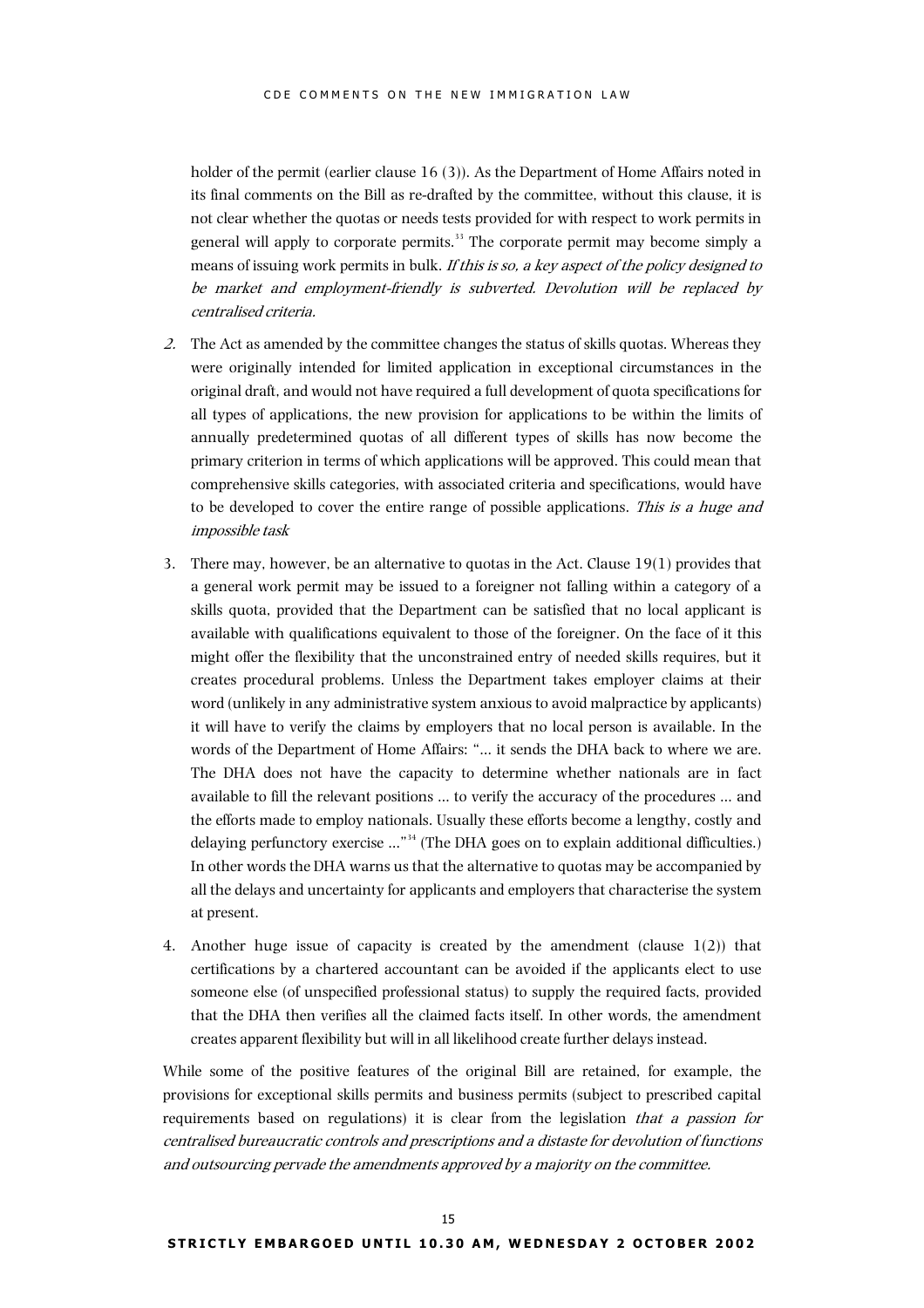holder of the permit (earlier clause 16 (3)). As the Department of Home Affairs noted in its final comments on the Bill as re-drafted by the committee, without this clause, it is not clear whether the quotas or needs tests provided for with respect to work permits in general will apply to corporate permits.[33] The corporate permit may become simply a means of issuing work permits in bulk. *If this is so, a key aspect of the policy designed to be market and employment-friendly is subverted. Devolution will be replaced by centralised criteria.*

2. The Act as amended by the committee changes the status of skills quotas. Whereas they were originally intended for limited application in exceptional circumstances in the original draft, and would not have required a full development of quota specifications for all types of applications, the new provision for applications to be within the limits of annually predetermined quotas of all different types of skills has now become the primary criterion in terms of which applications will be approved. This could mean that comprehensive skills categories, with associated criteria and specifications, would have to be developed to cover the entire range of possible applications. *This is a huge and impossible task*

3. There may, however, be an alternative to quotas in the Act. Clause 19(1) provides that a general work permit may be issued to a foreigner not falling within a category of a skills quota, provided that the Department can be satisfied that no local applicant is available with qualifications equivalent to those of the foreigner. On the face of it this might offer the flexibility that the unconstrained entry of needed skills requires, but it creates procedural problems. Unless the Department takes employer claims at their word (unlikely in any administrative system anxious to avoid malpractice by applicants) it will have to verify the claims by employers that no local person is available. In the words of the Department of Home Affairs: "… it sends the DHA back to where we are. The DHA does not have the capacity to determine whether nationals are in fact available to fill the relevant positions … to verify the accuracy of the procedures … and the efforts made to employ nationals. Usually these efforts become a lengthy, costly and delaying perfunctory exercise …"[34] (The DHA goes on to explain additional difficulties.) In other words the DHA warns us that the alternative to quotas may be accompanied by all the delays and uncertainty for applicants and employers that characterise the system at present.

4. Another huge issue of capacity is created by the amendment (clause 1(2)) that certifications by a chartered accountant can be avoided if the applicants elect to use someone else (of unspecified professional status) to supply the required facts, provided that the DHA then verifies all the claimed facts itself. In other words, the amendment creates apparent flexibility but will in all likelihood create further delays instead.

While some of the positive features of the original Bill are retained, for example, the provisions for exceptional skills permits and business permits (subject to prescribed capital requirements based on regulations) it is clear from the legislation *that a passion for centralised bureaucratic controls and prescriptions and a distaste for devolution of functions and outsourcing pervade the amendments approved by a majority on the committee.*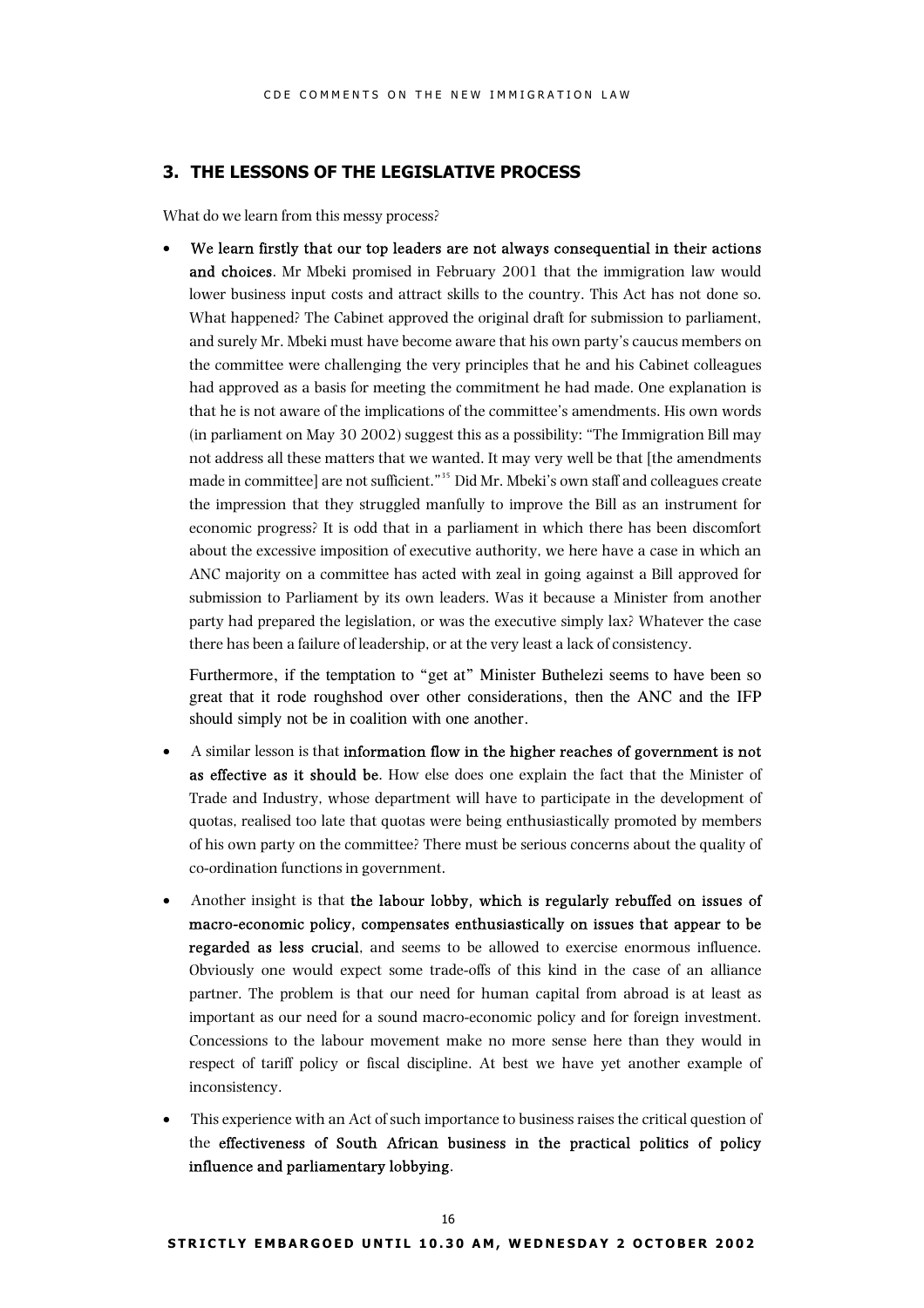## 3. THE LESSONS OF THE LEGISLATIVE PROCESS

What do we learn from this messy process?

- **We learn firstly that our top leaders are not always consequential in their actions and choices**. Mr Mbeki promised in February 2001 that the immigration law would lower business input costs and attract skills to the country. This Act has not done so. What happened? The Cabinet approved the original draft for submission to parliament, and surely Mr. Mbeki must have become aware that his own party's caucus members on the committee were challenging the very principles that he and his Cabinet colleagues had approved as a basis for meeting the commitment he had made. One explanation is that he is not aware of the implications of the committee's amendments. His own words (in parliament on May 30 2002) suggest this as a possibility: "The Immigration Bill may not address all these matters that we wanted. It may very well be that [the amendments made in committee] are not sufficient."[35] Did Mr. Mbeki's own staff and colleagues create the impression that they struggled manfully to improve the Bill as an instrument for economic progress? It is odd that in a parliament in which there has been discomfort about the excessive imposition of executive authority, we here have a case in which an ANC majority on a committee has acted with zeal in going against a Bill approved for submission to Parliament by its own leaders. Was it because a Minister from another party had prepared the legislation, or was the executive simply lax? Whatever the case there has been a failure of leadership, or at the very least a lack of consistency.

  Furthermore, if the temptation to "get at" Minister Buthelezi seems to have been so great that it rode roughshod over other considerations, then the ANC and the IFP should simply not be in coalition with one another.

- A similar lesson is that **information flow in the higher reaches of government is not as effective as it should be**. How else does one explain the fact that the Minister of Trade and Industry, whose department will have to participate in the development of quotas, realised too late that quotas were being enthusiastically promoted by members of his own party on the committee? There must be serious concerns about the quality of co-ordination functions in government.

- Another insight is that **the labour lobby, which is regularly rebuffed on issues of macro-economic policy, compensates enthusiastically on issues that appear to be regarded as less crucial**, and seems to be allowed to exercise enormous influence. Obviously one would expect some trade-offs of this kind in the case of an alliance partner. The problem is that our need for human capital from abroad is at least as important as our need for a sound macro-economic policy and for foreign investment. Concessions to the labour movement make no more sense here than they would in respect of tariff policy or fiscal discipline. At best we have yet another example of inconsistency.

- This experience with an Act of such importance to business raises the critical question of the **effectiveness of South African business in the practical politics of policy influence and parliamentary lobbying**.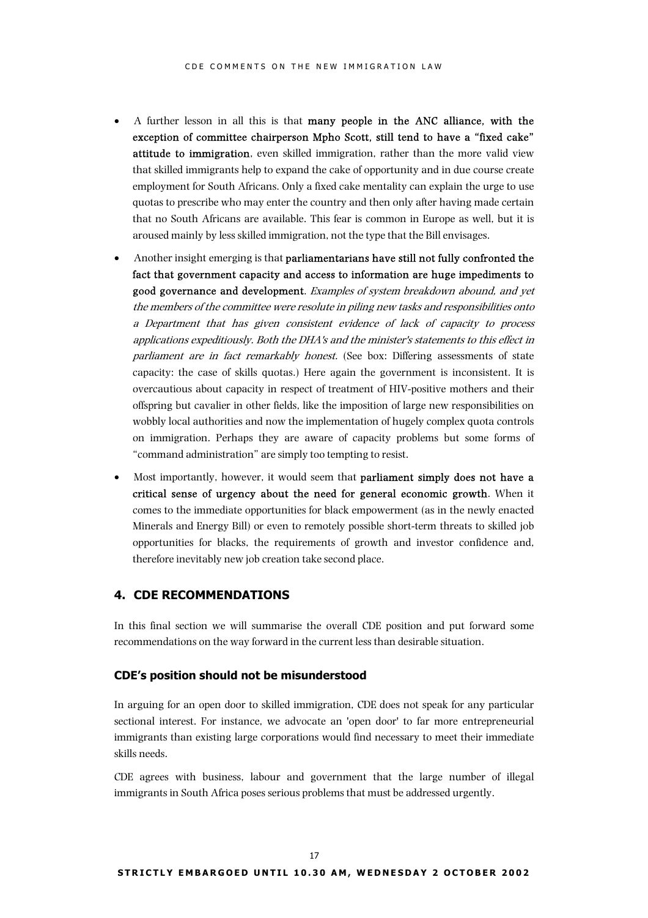- A further lesson in all this is that **many people in the ANC alliance, with the exception of committee chairperson Mpho Scott, still tend to have a "fixed cake" attitude to immigration**, even skilled immigration, rather than the more valid view that skilled immigrants help to expand the cake of opportunity and in due course create employment for South Africans. Only a fixed cake mentality can explain the urge to use quotas to prescribe who may enter the country and then only after having made certain that no South Africans are available. This fear is common in Europe as well, but it is aroused mainly by less skilled immigration, not the type that the Bill envisages.

- Another insight emerging is that **parliamentarians have still not fully confronted the fact that government capacity and access to information are huge impediments to good governance and development**. *Examples of system breakdown abound, and yet the members of the committee were resolute in piling new tasks and responsibilities onto a Department that has given consistent evidence of lack of capacity to process applications expeditiously. Both the DHA's and the minister's statements to this effect in parliament are in fact remarkably honest.* (See box: Differing assessments of state capacity: the case of skills quotas.) Here again the government is inconsistent. It is overcautious about capacity in respect of treatment of HIV-positive mothers and their offspring but cavalier in other fields, like the imposition of large new responsibilities on wobbly local authorities and now the implementation of hugely complex quota controls on immigration. Perhaps they are aware of capacity problems but some forms of "command administration" are simply too tempting to resist.

- Most importantly, however, it would seem that **parliament simply does not have a critical sense of urgency about the need for general economic growth**. When it comes to the immediate opportunities for black empowerment (as in the newly enacted Minerals and Energy Bill) or even to remotely possible short-term threats to skilled job opportunities for blacks, the requirements of growth and investor confidence and, therefore inevitably new job creation take second place.

## 4. CDE RECOMMENDATIONS

In this final section we will summarise the overall CDE position and put forward some recommendations on the way forward in the current less than desirable situation.

### CDE's position should not be misunderstood

In arguing for an open door to skilled immigration, CDE does not speak for any particular sectional interest. For instance, we advocate an 'open door' to far more entrepreneurial immigrants than existing large corporations would find necessary to meet their immediate skills needs.

CDE agrees with business, labour and government that the large number of illegal immigrants in South Africa poses serious problems that must be addressed urgently.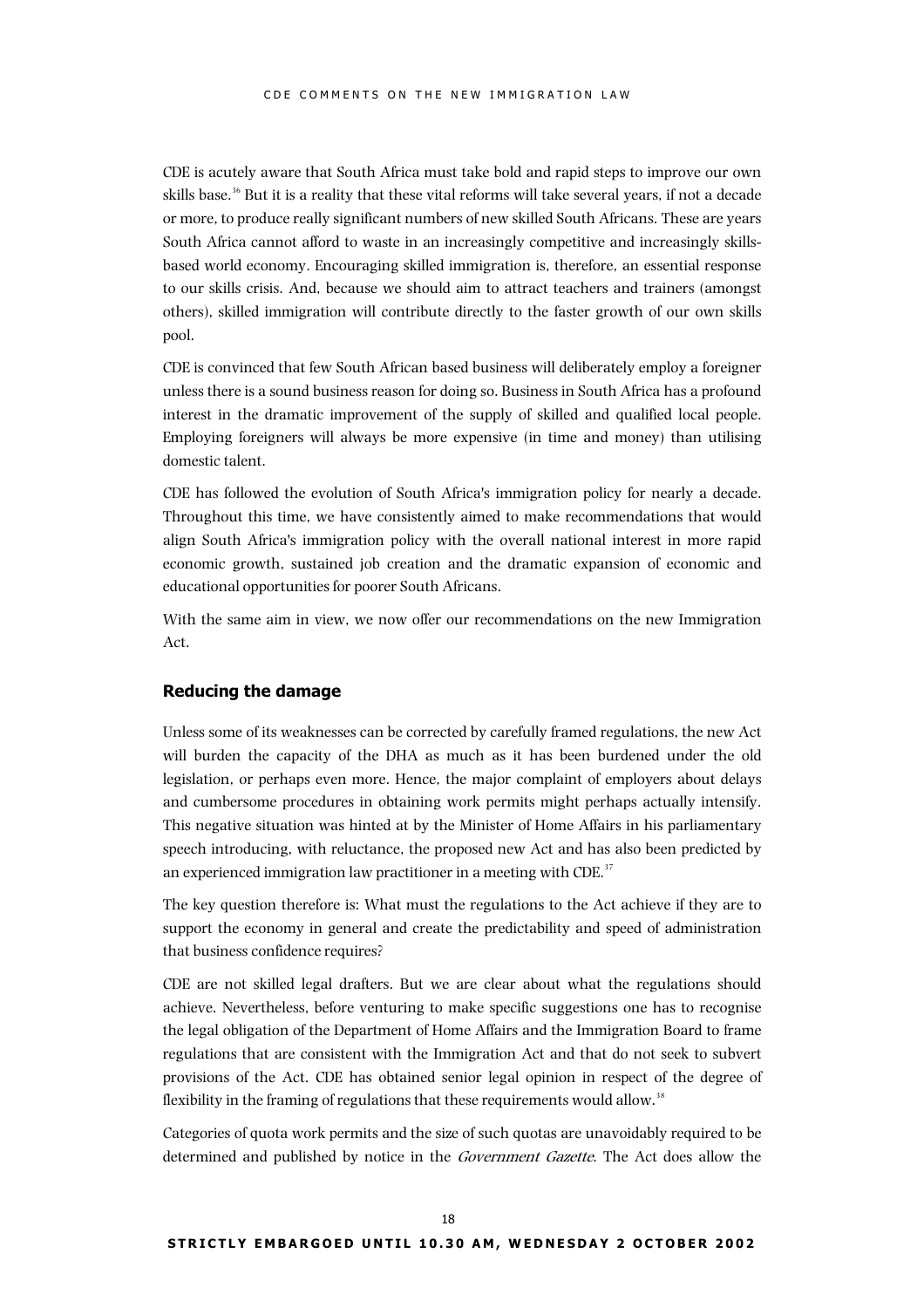CDE is acutely aware that South Africa must take bold and rapid steps to improve our own skills base.[36] But it is a reality that these vital reforms will take several years, if not a decade or more, to produce really significant numbers of new skilled South Africans. These are years South Africa cannot afford to waste in an increasingly competitive and increasingly skills-based world economy. Encouraging skilled immigration is, therefore, an essential response to our skills crisis. And, because we should aim to attract teachers and trainers (amongst others), skilled immigration will contribute directly to the faster growth of our own skills pool.

CDE is convinced that few South African based business will deliberately employ a foreigner unless there is a sound business reason for doing so. Business in South Africa has a profound interest in the dramatic improvement of the supply of skilled and qualified local people. Employing foreigners will always be more expensive (in time and money) than utilising domestic talent.

CDE has followed the evolution of South Africa's immigration policy for nearly a decade. Throughout this time, we have consistently aimed to make recommendations that would align South Africa's immigration policy with the overall national interest in more rapid economic growth, sustained job creation and the dramatic expansion of economic and educational opportunities for poorer South Africans.

With the same aim in view, we now offer our recommendations on the new Immigration Act.

## Reducing the damage

Unless some of its weaknesses can be corrected by carefully framed regulations, the new Act will burden the capacity of the DHA as much as it has been burdened under the old legislation, or perhaps even more. Hence, the major complaint of employers about delays and cumbersome procedures in obtaining work permits might perhaps actually intensify. This negative situation was hinted at by the Minister of Home Affairs in his parliamentary speech introducing, with reluctance, the proposed new Act and has also been predicted by an experienced immigration law practitioner in a meeting with CDE.[37]

The key question therefore is: What must the regulations to the Act achieve if they are to support the economy in general and create the predictability and speed of administration that business confidence requires?

CDE are not skilled legal drafters. But we are clear about what the regulations should achieve. Nevertheless, before venturing to make specific suggestions one has to recognise the legal obligation of the Department of Home Affairs and the Immigration Board to frame regulations that are consistent with the Immigration Act and that do not seek to subvert provisions of the Act. CDE has obtained senior legal opinion in respect of the degree of flexibility in the framing of regulations that these requirements would allow.[38]

Categories of quota work permits and the size of such quotas are unavoidably required to be determined and published by notice in the *Government Gazette*. The Act does allow the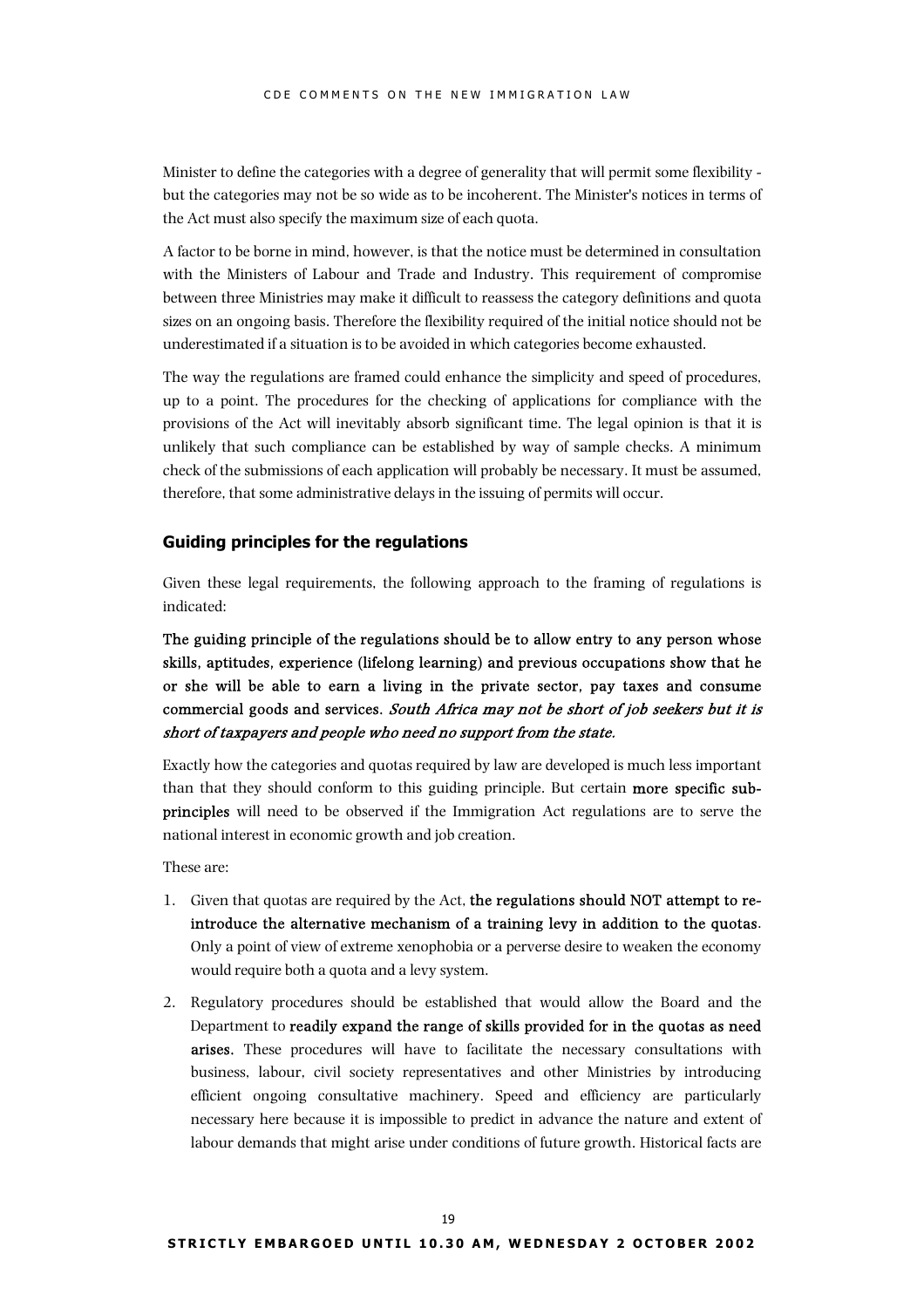Minister to define the categories with a degree of generality that will permit some flexibility - but the categories may not be so wide as to be incoherent. The Minister's notices in terms of the Act must also specify the maximum size of each quota.

A factor to be borne in mind, however, is that the notice must be determined in consultation with the Ministers of Labour and Trade and Industry. This requirement of compromise between three Ministries may make it difficult to reassess the category definitions and quota sizes on an ongoing basis. Therefore the flexibility required of the initial notice should not be underestimated if a situation is to be avoided in which categories become exhausted.

The way the regulations are framed could enhance the simplicity and speed of procedures, up to a point. The procedures for the checking of applications for compliance with the provisions of the Act will inevitably absorb significant time. The legal opinion is that it is unlikely that such compliance can be established by way of sample checks. A minimum check of the submissions of each application will probably be necessary. It must be assumed, therefore, that some administrative delays in the issuing of permits will occur.

### Guiding principles for the regulations

Given these legal requirements, the following approach to the framing of regulations is indicated:

**The guiding principle of the regulations should be to allow entry to any person whose skills, aptitudes, experience (lifelong learning) and previous occupations show that he or she will be able to earn a living in the private sector, pay taxes and consume commercial goods and services.** ***South Africa may not be short of job seekers but it is short of taxpayers and people who need no support from the state.***

Exactly how the categories and quotas required by law are developed is much less important than that they should conform to this guiding principle. But certain **more specific sub-principles** will need to be observed if the Immigration Act regulations are to serve the national interest in economic growth and job creation.

These are:

1. Given that quotas are required by the Act, **the regulations should NOT attempt to re-introduce the alternative mechanism of a training levy in addition to the quotas**. Only a point of view of extreme xenophobia or a perverse desire to weaken the economy would require both a quota and a levy system.
2. Regulatory procedures should be established that would allow the Board and the Department to **readily expand the range of skills provided for in the quotas as need arises.** These procedures will have to facilitate the necessary consultations with business, labour, civil society representatives and other Ministries by introducing efficient ongoing consultative machinery. Speed and efficiency are particularly necessary here because it is impossible to predict in advance the nature and extent of labour demands that might arise under conditions of future growth. Historical facts are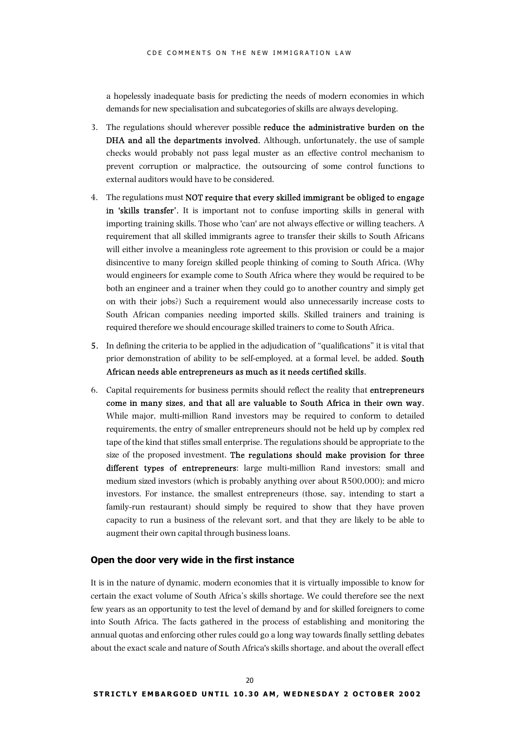a hopelessly inadequate basis for predicting the needs of modern economies in which demands for new specialisation and subcategories of skills are always developing.

3. The regulations should wherever possible **reduce the administrative burden on the DHA and all the departments involved.** Although, unfortunately, the use of sample checks would probably not pass legal muster as an effective control mechanism to prevent corruption or malpractice, the outsourcing of some control functions to external auditors would have to be considered.
4. The regulations must **NOT require that every skilled immigrant be obliged to engage in 'skills transfer'.** It is important not to confuse importing skills in general with importing training skills. Those who 'can' are not always effective or willing teachers. A requirement that all skilled immigrants agree to transfer their skills to South Africans will either involve a meaningless rote agreement to this provision or could be a major disincentive to many foreign skilled people thinking of coming to South Africa. (Why would engineers for example come to South Africa where they would be required to be both an engineer and a trainer when they could go to another country and simply get on with their jobs?) Such a requirement would also unnecessarily increase costs to South African companies needing imported skills. Skilled trainers and training is required therefore we should encourage skilled trainers to come to South Africa.
5. In defining the criteria to be applied in the adjudication of "qualifications" it is vital that prior demonstration of ability to be self-employed, at a formal level, be added. **South African needs able entrepreneurs as much as it needs certified skills.**
6. Capital requirements for business permits should reflect the reality that **entrepreneurs come in many sizes, and that all are valuable to South Africa in their own way.** While major, multi-million Rand investors may be required to conform to detailed requirements, the entry of smaller entrepreneurs should not be held up by complex red tape of the kind that stifles small enterprise. The regulations should be appropriate to the size of the proposed investment. **The regulations should make provision for three different types of entrepreneurs**: large multi-million Rand investors; small and medium sized investors (which is probably anything over about R500,000); and micro investors. For instance, the smallest entrepreneurs (those, say, intending to start a family-run restaurant) should simply be required to show that they have proven capacity to run a business of the relevant sort, and that they are likely to be able to augment their own capital through business loans.

## Open the door very wide in the first instance

It is in the nature of dynamic, modern economies that it is virtually impossible to know for certain the exact volume of South Africa's skills shortage. We could therefore see the next few years as an opportunity to test the level of demand by and for skilled foreigners to come into South Africa. The facts gathered in the process of establishing and monitoring the annual quotas and enforcing other rules could go a long way towards finally settling debates about the exact scale and nature of South Africa's skills shortage, and about the overall effect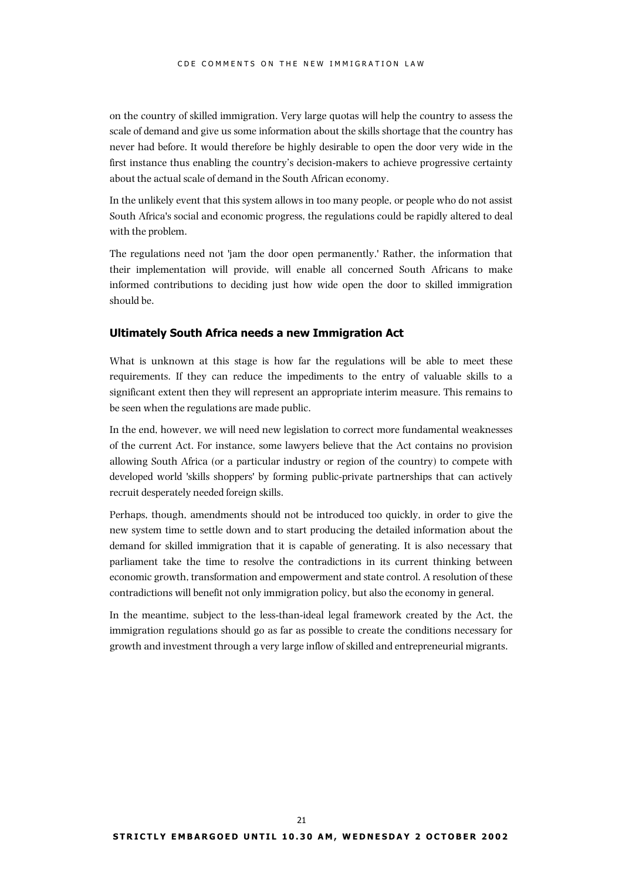on the country of skilled immigration. Very large quotas will help the country to assess the scale of demand and give us some information about the skills shortage that the country has never had before. It would therefore be highly desirable to open the door very wide in the first instance thus enabling the country's decision-makers to achieve progressive certainty about the actual scale of demand in the South African economy.

In the unlikely event that this system allows in too many people, or people who do not assist South Africa's social and economic progress, the regulations could be rapidly altered to deal with the problem.

The regulations need not 'jam the door open permanently.' Rather, the information that their implementation will provide, will enable all concerned South Africans to make informed contributions to deciding just how wide open the door to skilled immigration should be.

### Ultimately South Africa needs a new Immigration Act

What is unknown at this stage is how far the regulations will be able to meet these requirements. If they can reduce the impediments to the entry of valuable skills to a significant extent then they will represent an appropriate interim measure. This remains to be seen when the regulations are made public.

In the end, however, we will need new legislation to correct more fundamental weaknesses of the current Act. For instance, some lawyers believe that the Act contains no provision allowing South Africa (or a particular industry or region of the country) to compete with developed world 'skills shoppers' by forming public-private partnerships that can actively recruit desperately needed foreign skills.

Perhaps, though, amendments should not be introduced too quickly, in order to give the new system time to settle down and to start producing the detailed information about the demand for skilled immigration that it is capable of generating. It is also necessary that parliament take the time to resolve the contradictions in its current thinking between economic growth, transformation and empowerment and state control. A resolution of these contradictions will benefit not only immigration policy, but also the economy in general.

In the meantime, subject to the less-than-ideal legal framework created by the Act, the immigration regulations should go as far as possible to create the conditions necessary for growth and investment through a very large inflow of skilled and entrepreneurial migrants.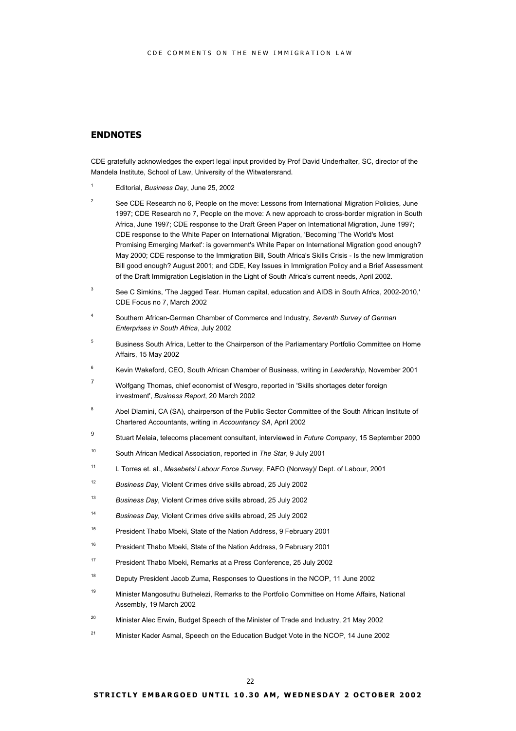## ENDNOTES

CDE gratefully acknowledges the expert legal input provided by Prof David Underhalter, SC, director of the Mandela Institute, School of Law, University of the Witwatersrand.

1. Editorial, *Business Day*, June 25, 2002
2. See CDE Research no 6, People on the move: Lessons from International Migration Policies, June 1997; CDE Research no 7, People on the move: A new approach to cross-border migration in South Africa, June 1997; CDE response to the Draft Green Paper on International Migration, June 1997; CDE response to the White Paper on International Migration, 'Becoming 'The World's Most Promising Emerging Market': is government's White Paper on International Migration good enough? May 2000; CDE response to the Immigration Bill, South Africa's Skills Crisis - Is the new Immigration Bill good enough? August 2001; and CDE, Key Issues in Immigration Policy and a Brief Assessment of the Draft Immigration Legislation in the Light of South Africa's current needs, April 2002.
3. See C Simkins, 'The Jagged Tear. Human capital, education and AIDS in South Africa, 2002-2010,' CDE Focus no 7, March 2002
4. Southern African-German Chamber of Commerce and Industry, *Seventh Survey of German Enterprises in South Africa*, July 2002
5. Business South Africa, Letter to the Chairperson of the Parliamentary Portfolio Committee on Home Affairs, 15 May 2002
6. Kevin Wakeford, CEO, South African Chamber of Business, writing in *Leadership*, November 2001
7. Wolfgang Thomas, chief economist of Wesgro, reported in 'Skills shortages deter foreign investment', *Business Report*, 20 March 2002
8. Abel Dlamini, CA (SA), chairperson of the Public Sector Committee of the South African Institute of Chartered Accountants, writing in *Accountancy SA*, April 2002
9. Stuart Melaia, telecoms placement consultant, interviewed in *Future Company*, 15 September 2000
10. South African Medical Association, reported in *The Star*, 9 July 2001
11. L Torres et. al., *Mesebetsi Labour Force Survey,* FAFO (Norway)/ Dept. of Labour, 2001
12. *Business Day,* Violent Crimes drive skills abroad, 25 July 2002
13. *Business Day,* Violent Crimes drive skills abroad, 25 July 2002
14. *Business Day,* Violent Crimes drive skills abroad, 25 July 2002
15. President Thabo Mbeki, State of the Nation Address, 9 February 2001
16. President Thabo Mbeki, State of the Nation Address, 9 February 2001
17. President Thabo Mbeki, Remarks at a Press Conference, 25 July 2002
18. Deputy President Jacob Zuma, Responses to Questions in the NCOP, 11 June 2002
19. Minister Mangosuthu Buthelezi, Remarks to the Portfolio Committee on Home Affairs, National Assembly, 19 March 2002
20. Minister Alec Erwin, Budget Speech of the Minister of Trade and Industry, 21 May 2002
21. Minister Kader Asmal, Speech on the Education Budget Vote in the NCOP, 14 June 2002

**STRICTLY EMBARGOED UNTIL 10.30 AM, WEDNESDAY 2 OCTOBER 2002**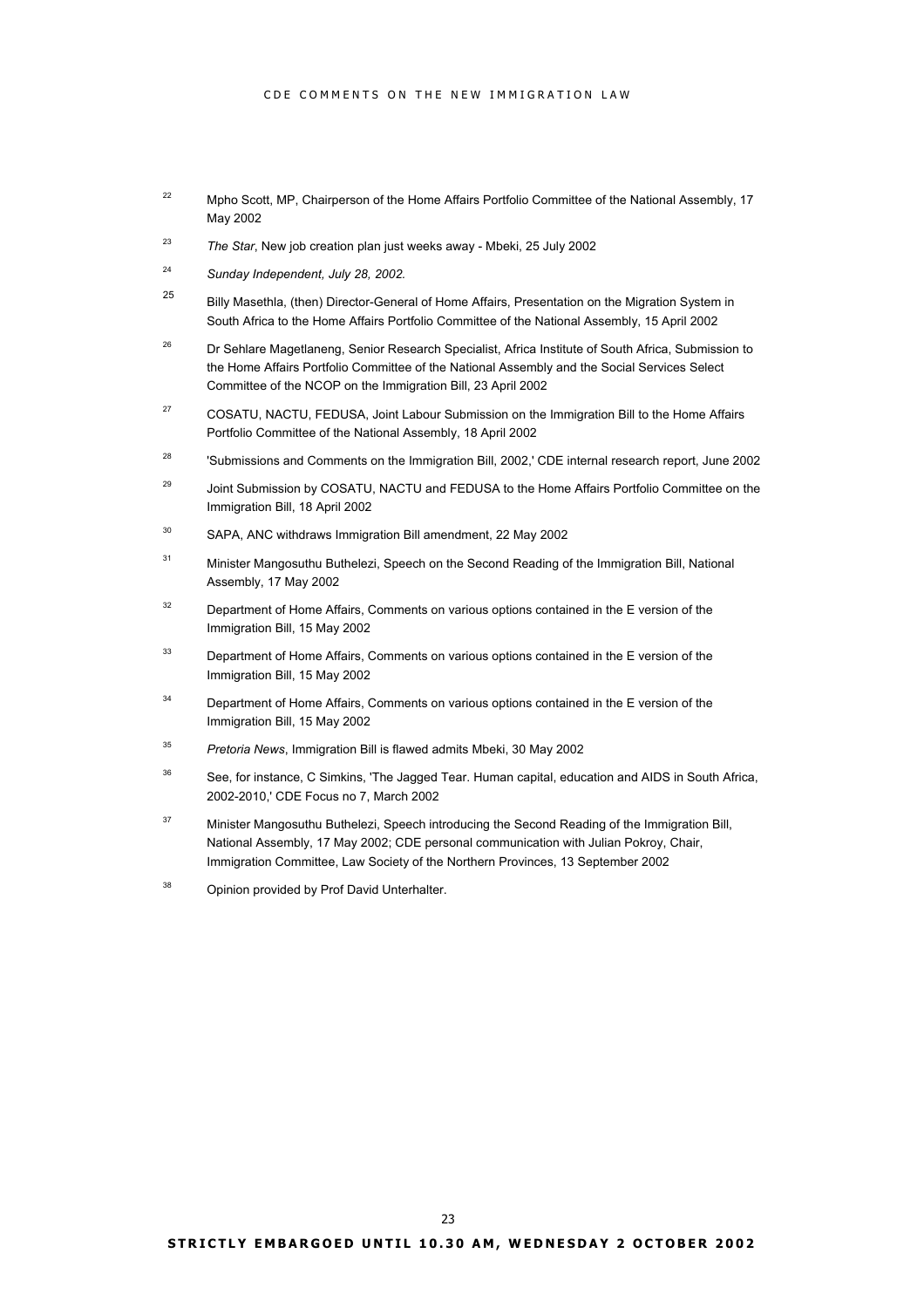[22] Mpho Scott, MP, Chairperson of the Home Affairs Portfolio Committee of the National Assembly, 17 May 2002

[23] *The Star*, New job creation plan just weeks away - Mbeki, 25 July 2002

[24] *Sunday Independent, July 28, 2002.*

[25] Billy Masethla, (then) Director-General of Home Affairs, Presentation on the Migration System in South Africa to the Home Affairs Portfolio Committee of the National Assembly, 15 April 2002

[26] Dr Sehlare Magetlaneng, Senior Research Specialist, Africa Institute of South Africa, Submission to the Home Affairs Portfolio Committee of the National Assembly and the Social Services Select Committee of the NCOP on the Immigration Bill, 23 April 2002

[27] COSATU, NACTU, FEDUSA, Joint Labour Submission on the Immigration Bill to the Home Affairs Portfolio Committee of the National Assembly, 18 April 2002

[28] 'Submissions and Comments on the Immigration Bill, 2002,' CDE internal research report, June 2002

[29] Joint Submission by COSATU, NACTU and FEDUSA to the Home Affairs Portfolio Committee on the Immigration Bill, 18 April 2002

[30] SAPA, ANC withdraws Immigration Bill amendment, 22 May 2002

[31] Minister Mangosuthu Buthelezi, Speech on the Second Reading of the Immigration Bill, National Assembly, 17 May 2002

[32] Department of Home Affairs, Comments on various options contained in the E version of the Immigration Bill, 15 May 2002

[33] Department of Home Affairs, Comments on various options contained in the E version of the Immigration Bill, 15 May 2002

[34] Department of Home Affairs, Comments on various options contained in the E version of the Immigration Bill, 15 May 2002

[35] *Pretoria News*, Immigration Bill is flawed admits Mbeki, 30 May 2002

[36] See, for instance, C Simkins, 'The Jagged Tear. Human capital, education and AIDS in South Africa, 2002-2010,' CDE Focus no 7, March 2002

[37] Minister Mangosuthu Buthelezi, Speech introducing the Second Reading of the Immigration Bill, National Assembly, 17 May 2002; CDE personal communication with Julian Pokroy, Chair, Immigration Committee, Law Society of the Northern Provinces, 13 September 2002

[38] Opinion provided by Prof David Unterhalter.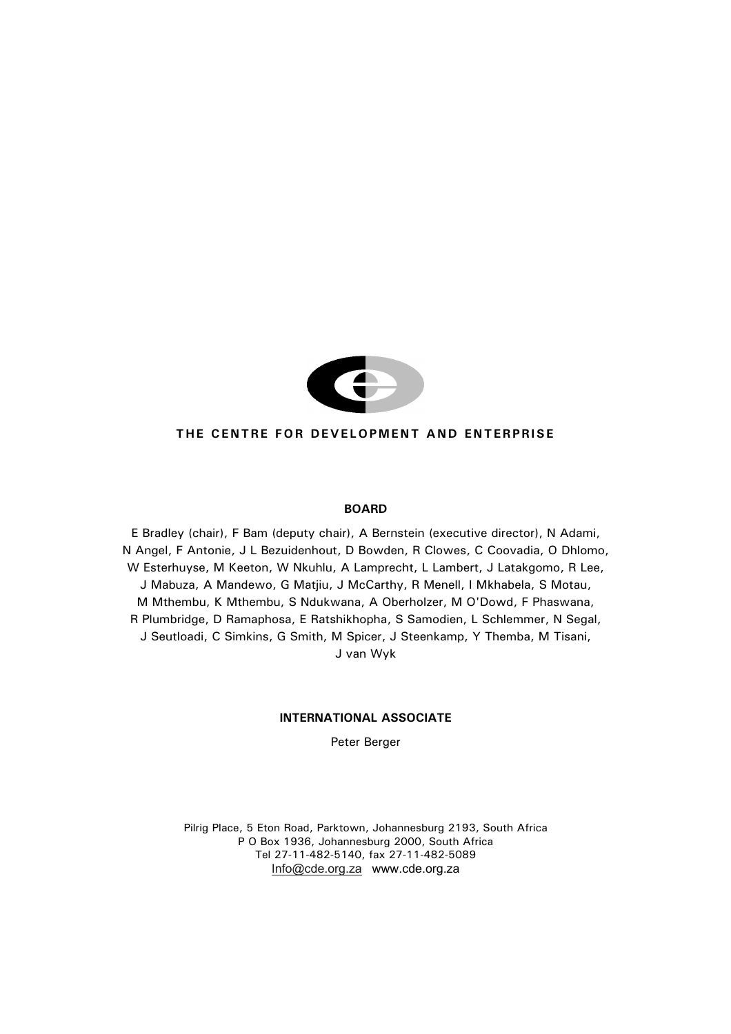**THE CENTRE FOR DEVELOPMENT AND ENTERPRISE**

**BOARD**

E Bradley (chair), F Bam (deputy chair), A Bernstein (executive director), N Adami, N Angel, F Antonie, J L Bezuidenhout, D Bowden, R Clowes, C Coovadia, O Dhlomo, W Esterhuyse, M Keeton, W Nkuhlu, A Lamprecht, L Lambert, J Latakgomo, R Lee, J Mabuza, A Mandewo, G Matjiu, J McCarthy, R Menell, I Mkhabela, S Motau, M Mthembu, K Mthembu, S Ndukwana, A Oberholzer, M O'Dowd, F Phaswana, R Plumbridge, D Ramaphosa, E Ratshikhopha, S Samodien, L Schlemmer, N Segal, J Seutloadi, C Simkins, G Smith, M Spicer, J Steenkamp, Y Themba, M Tisani, J van Wyk

**INTERNATIONAL ASSOCIATE**

Peter Berger

Pilrig Place, 5 Eton Road, Parktown, Johannesburg 2193, South Africa
P O Box 1936, Johannesburg 2000, South Africa
Tel 27-11-482-5140, fax 27-11-482-5089
Info@cde.org.za www.cde.org.za